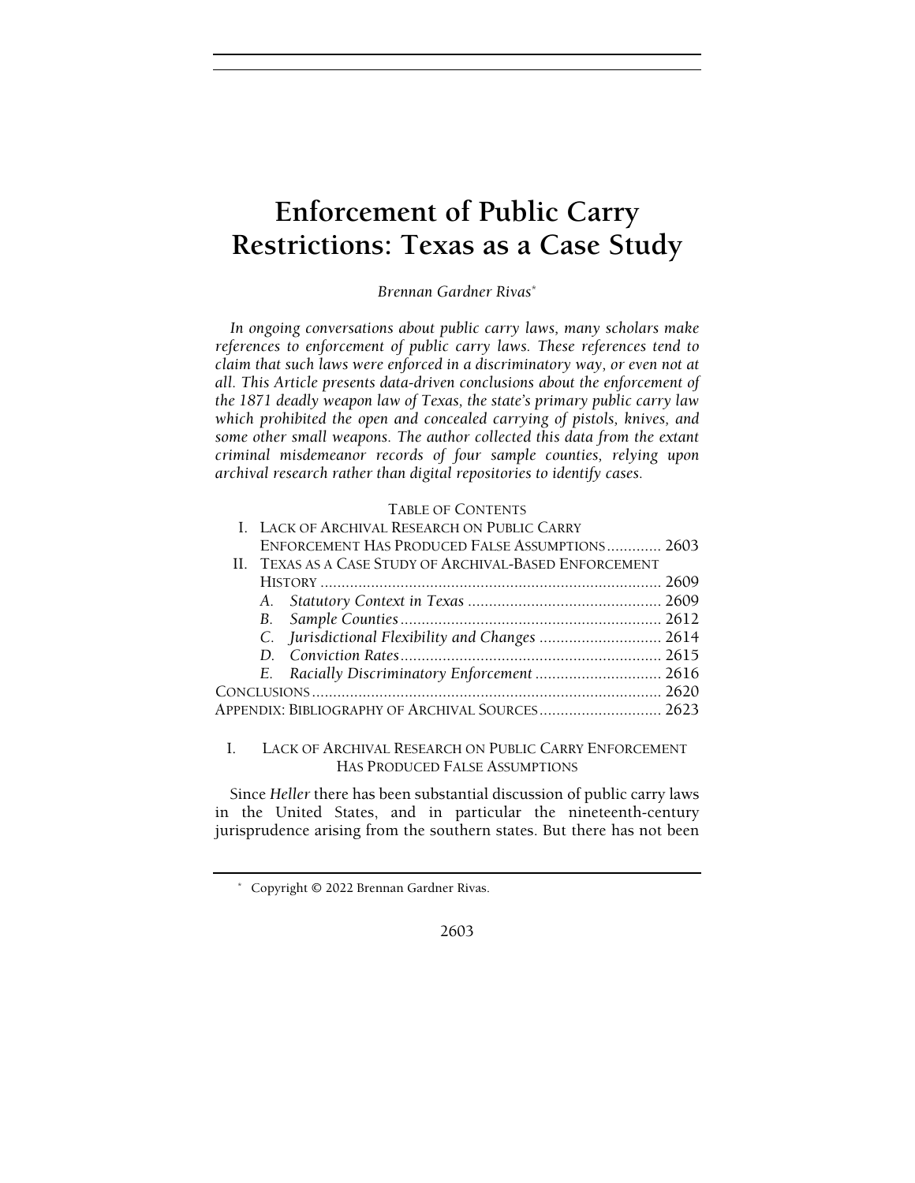# Enforcement of Public Carry Restrictions: Texas as a Case Study

*Brennan Gardner Rivas*[*]

*In ongoing conversations about public carry laws, many scholars make references to enforcement of public carry laws. These references tend to claim that such laws were enforced in a discriminatory way, or even not at all. This Article presents data-driven conclusions about the enforcement of the 1871 deadly weapon law of Texas, the state's primary public carry law which prohibited the open and concealed carrying of pistols, knives, and some other small weapons. The author collected this data from the extant criminal misdemeanor records of four sample counties, relying upon archival research rather than digital repositories to identify cases.*

TABLE OF CONTENTS

- I. LACK OF ARCHIVAL RESEARCH ON PUBLIC CARRY ENFORCEMENT HAS PRODUCED FALSE ASSUMPTIONS ............. 2603
- II. TEXAS AS A CASE STUDY OF ARCHIVAL-BASED ENFORCEMENT HISTORY ................ 2609
  - A. *Statutory Context in Texas* ................ 2609
  - B. *Sample Counties* ................ 2612
  - C. *Jurisdictional Flexibility and Changes* ................ 2614
  - D. *Conviction Rates* ................ 2615
  - E. *Racially Discriminatory Enforcement* ................ 2616
- CONCLUSIONS ................ 2620
- APPENDIX: BIBLIOGRAPHY OF ARCHIVAL SOURCES ................ 2623

## I. LACK OF ARCHIVAL RESEARCH ON PUBLIC CARRY ENFORCEMENT HAS PRODUCED FALSE ASSUMPTIONS

Since *Heller* there has been substantial discussion of public carry laws in the United States, and in particular the nineteenth-century jurisprudence arising from the southern states. But there has not been

[*] Copyright © 2022 Brennan Gardner Rivas.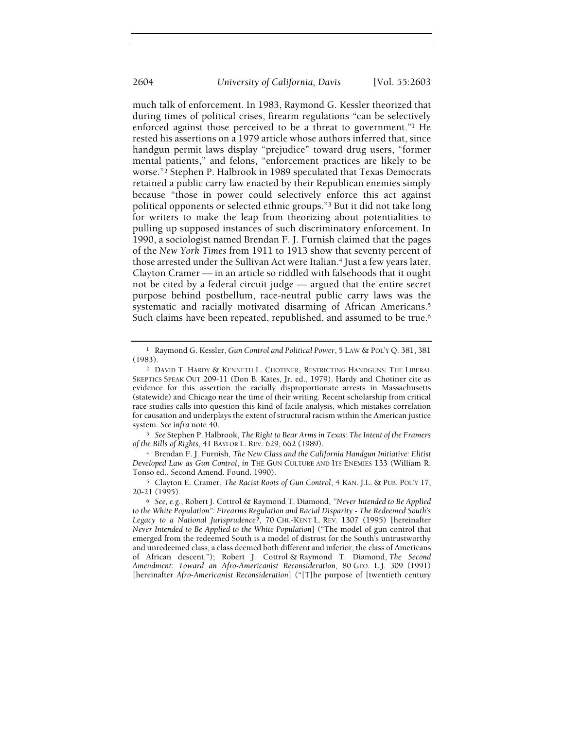much talk of enforcement. In 1983, Raymond G. Kessler theorized that during times of political crises, firearm regulations "can be selectively enforced against those perceived to be a threat to government."[1] He rested his assertions on a 1979 article whose authors inferred that, since handgun permit laws display "prejudice" toward drug users, "former mental patients," and felons, "enforcement practices are likely to be worse."[2] Stephen P. Halbrook in 1989 speculated that Texas Democrats retained a public carry law enacted by their Republican enemies simply because "those in power could selectively enforce this act against political opponents or selected ethnic groups."[3] But it did not take long for writers to make the leap from theorizing about potentialities to pulling up supposed instances of such discriminatory enforcement. In 1990, a sociologist named Brendan F. J. Furnish claimed that the pages of the *New York Times* from 1911 to 1913 show that seventy percent of those arrested under the Sullivan Act were Italian.[4] Just a few years later, Clayton Cramer — in an article so riddled with falsehoods that it ought not be cited by a federal circuit judge — argued that the entire secret purpose behind postbellum, race-neutral public carry laws was the systematic and racially motivated disarming of African Americans.[5] Such claims have been repeated, republished, and assumed to be true.[6]

---

[1] Raymond G. Kessler, *Gun Control and Political Power*, 5 LAW & POL'Y Q. 381, 381 (1983).

[2] DAVID T. HARDY & KENNETH L. CHOTINER, RESTRICTING HANDGUNS: THE LIBERAL SKEPTICS SPEAK OUT 209-11 (Don B. Kates, Jr. ed., 1979). Hardy and Chotiner cite as evidence for this assertion the racially disproportionate arrests in Massachusetts (statewide) and Chicago near the time of their writing. Recent scholarship from critical race studies calls into question this kind of facile analysis, which mistakes correlation for causation and underplays the extent of structural racism within the American justice system. *See infra* note 40.

[3] *See* Stephen P. Halbrook, *The Right to Bear Arms in Texas: The Intent of the Framers of the Bills of Rights*, 41 BAYLOR L. REV. 629, 662 (1989).

[4] Brendan F. J. Furnish, *The New Class and the California Handgun Initiative: Elitist Developed Law as Gun Control*, *in* THE GUN CULTURE AND ITS ENEMIES 133 (William R. Tonso ed., Second Amend. Found. 1990).

[5] Clayton E. Cramer, *The Racist Roots of Gun Control*, 4 KAN. J.L. & PUB. POL'Y 17, 20-21 (1995).

[6] *See, e.g.*, Robert J. Cottrol & Raymond T. Diamond, *"Never Intended to Be Applied to the White Population": Firearms Regulation and Racial Disparity - The Redeemed South's Legacy to a National Jurisprudence?*, 70 CHI.-KENT L. REV. 1307 (1995) [hereinafter *Never Intended to Be Applied to the White Population*] ("The model of gun control that emerged from the redeemed South is a model of distrust for the South's untrustworthy and unredeemed class, a class deemed both different and inferior, the class of Americans of African descent."); Robert J. Cottrol & Raymond T. Diamond, *The Second Amendment: Toward an Afro-Americanist Reconsideration*, 80 GEO. L.J. 309 (1991) [hereinafter *Afro-Americanist Reconsideration*] ("[T]he purpose of [twentieth century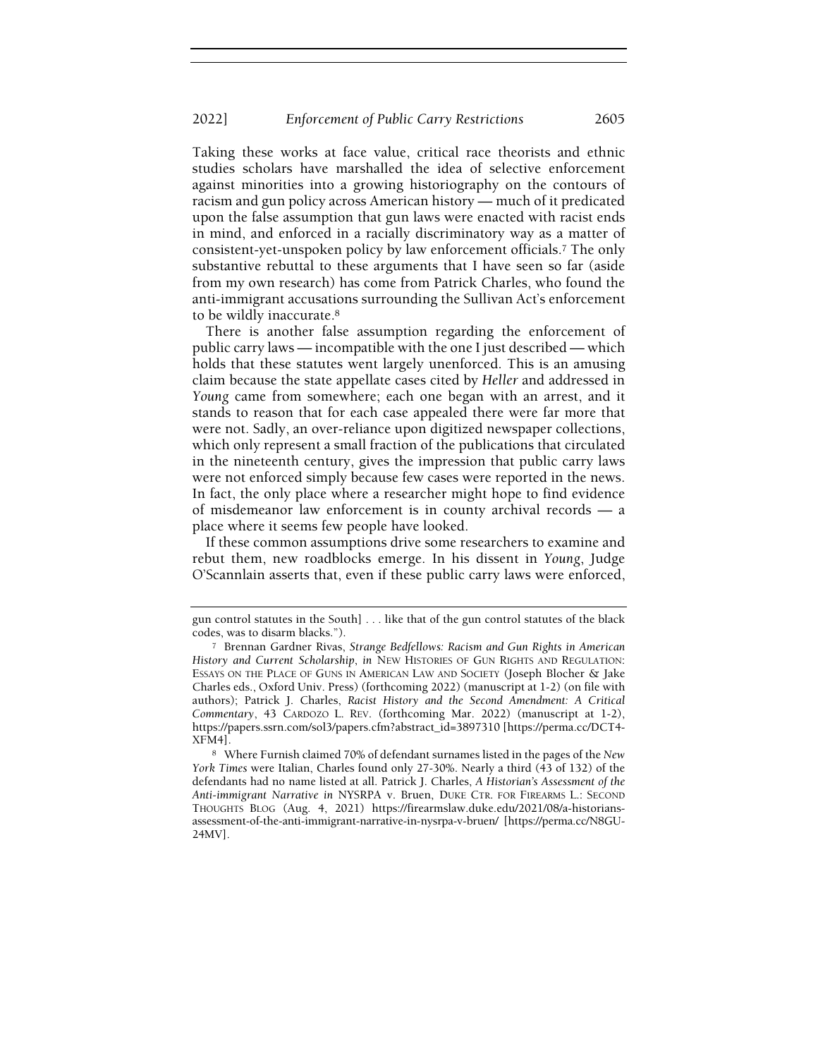Taking these works at face value, critical race theorists and ethnic studies scholars have marshalled the idea of selective enforcement against minorities into a growing historiography on the contours of racism and gun policy across American history — much of it predicated upon the false assumption that gun laws were enacted with racist ends in mind, and enforced in a racially discriminatory way as a matter of consistent-yet-unspoken policy by law enforcement officials.[7] The only substantive rebuttal to these arguments that I have seen so far (aside from my own research) has come from Patrick Charles, who found the anti-immigrant accusations surrounding the Sullivan Act's enforcement to be wildly inaccurate.[8]

There is another false assumption regarding the enforcement of public carry laws — incompatible with the one I just described — which holds that these statutes went largely unenforced. This is an amusing claim because the state appellate cases cited by *Heller* and addressed in *Young* came from somewhere; each one began with an arrest, and it stands to reason that for each case appealed there were far more that were not. Sadly, an over-reliance upon digitized newspaper collections, which only represent a small fraction of the publications that circulated in the nineteenth century, gives the impression that public carry laws were not enforced simply because few cases were reported in the news. In fact, the only place where a researcher might hope to find evidence of misdemeanor law enforcement is in county archival records — a place where it seems few people have looked.

If these common assumptions drive some researchers to examine and rebut them, new roadblocks emerge. In his dissent in *Young*, Judge O'Scannlain asserts that, even if these public carry laws were enforced,

---

gun control statutes in the South] . . . like that of the gun control statutes of the black codes, was to disarm blacks.").

[7] Brennan Gardner Rivas, *Strange Bedfellows: Racism and Gun Rights in American History and Current Scholarship*, *in* NEW HISTORIES OF GUN RIGHTS AND REGULATION: ESSAYS ON THE PLACE OF GUNS IN AMERICAN LAW AND SOCIETY (Joseph Blocher & Jake Charles eds., Oxford Univ. Press) (forthcoming 2022) (manuscript at 1-2) (on file with authors); Patrick J. Charles, *Racist History and the Second Amendment: A Critical Commentary*, 43 CARDOZO L. REV. (forthcoming Mar. 2022) (manuscript at 1-2), https://papers.ssrn.com/sol3/papers.cfm?abstract_id=3897310 [https://perma.cc/DCT4-XFM4].

[8] Where Furnish claimed 70% of defendant surnames listed in the pages of the *New York Times* were Italian, Charles found only 27-30%. Nearly a third (43 of 132) of the defendants had no name listed at all. Patrick J. Charles, *A Historian's Assessment of the Anti-immigrant Narrative in* NYSRPA v. Bruen, DUKE CTR. FOR FIREARMS L.: SECOND THOUGHTS BLOG (Aug. 4, 2021) https://firearmslaw.duke.edu/2021/08/a-historians-assessment-of-the-anti-immigrant-narrative-in-nysrpa-v-bruen/ [https://perma.cc/N8GU-24MV].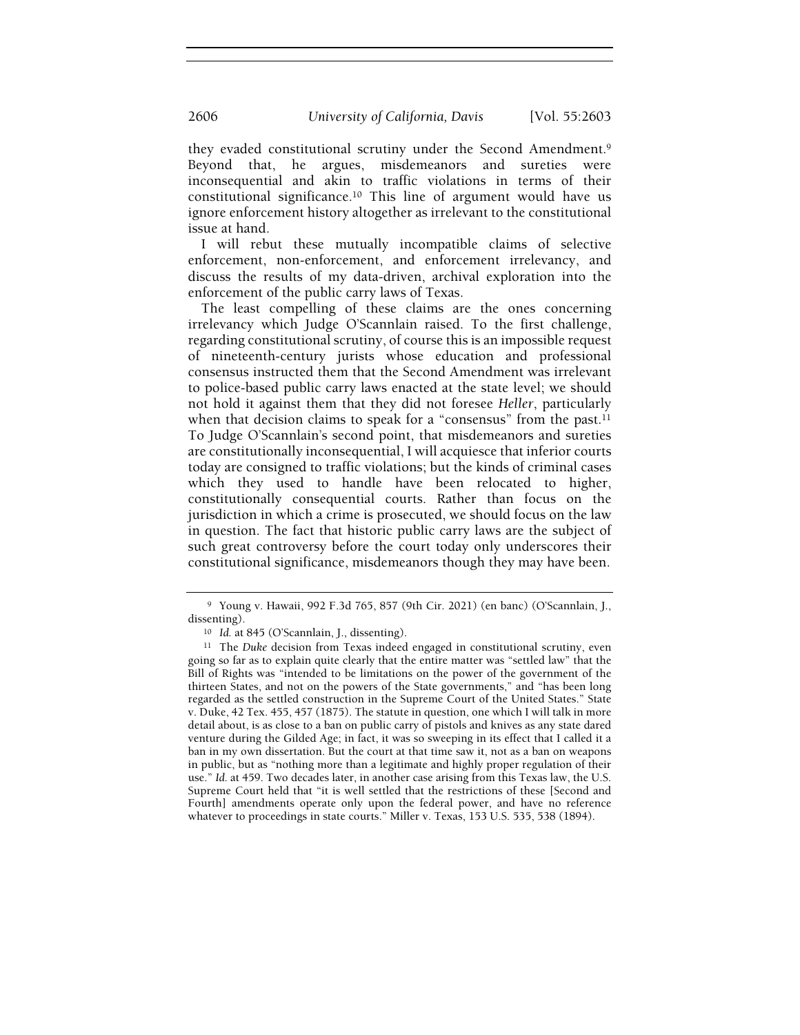they evaded constitutional scrutiny under the Second Amendment.[9] Beyond that, he argues, misdemeanors and sureties were inconsequential and akin to traffic violations in terms of their constitutional significance.[10] This line of argument would have us ignore enforcement history altogether as irrelevant to the constitutional issue at hand.

I will rebut these mutually incompatible claims of selective enforcement, non-enforcement, and enforcement irrelevancy, and discuss the results of my data-driven, archival exploration into the enforcement of the public carry laws of Texas.

The least compelling of these claims are the ones concerning irrelevancy which Judge O'Scannlain raised. To the first challenge, regarding constitutional scrutiny, of course this is an impossible request of nineteenth-century jurists whose education and professional consensus instructed them that the Second Amendment was irrelevant to police-based public carry laws enacted at the state level; we should not hold it against them that they did not foresee *Heller*, particularly when that decision claims to speak for a "consensus" from the past.[11] To Judge O'Scannlain's second point, that misdemeanors and sureties are constitutionally inconsequential, I will acquiesce that inferior courts today are consigned to traffic violations; but the kinds of criminal cases which they used to handle have been relocated to higher, constitutionally consequential courts. Rather than focus on the jurisdiction in which a crime is prosecuted, we should focus on the law in question. The fact that historic public carry laws are the subject of such great controversy before the court today only underscores their constitutional significance, misdemeanors though they may have been.

---

[9] Young v. Hawaii, 992 F.3d 765, 857 (9th Cir. 2021) (en banc) (O'Scannlain, J., dissenting).

[10] *Id.* at 845 (O'Scannlain, J., dissenting).

[11] The *Duke* decision from Texas indeed engaged in constitutional scrutiny, even going so far as to explain quite clearly that the entire matter was "settled law" that the Bill of Rights was "intended to be limitations on the power of the government of the thirteen States, and not on the powers of the State governments," and "has been long regarded as the settled construction in the Supreme Court of the United States." State v. Duke, 42 Tex. 455, 457 (1875). The statute in question, one which I will talk in more detail about, is as close to a ban on public carry of pistols and knives as any state dared venture during the Gilded Age; in fact, it was so sweeping in its effect that I called it a ban in my own dissertation. But the court at that time saw it, not as a ban on weapons in public, but as "nothing more than a legitimate and highly proper regulation of their use." *Id.* at 459. Two decades later, in another case arising from this Texas law, the U.S. Supreme Court held that "it is well settled that the restrictions of these [Second and Fourth] amendments operate only upon the federal power, and have no reference whatever to proceedings in state courts." Miller v. Texas, 153 U.S. 535, 538 (1894).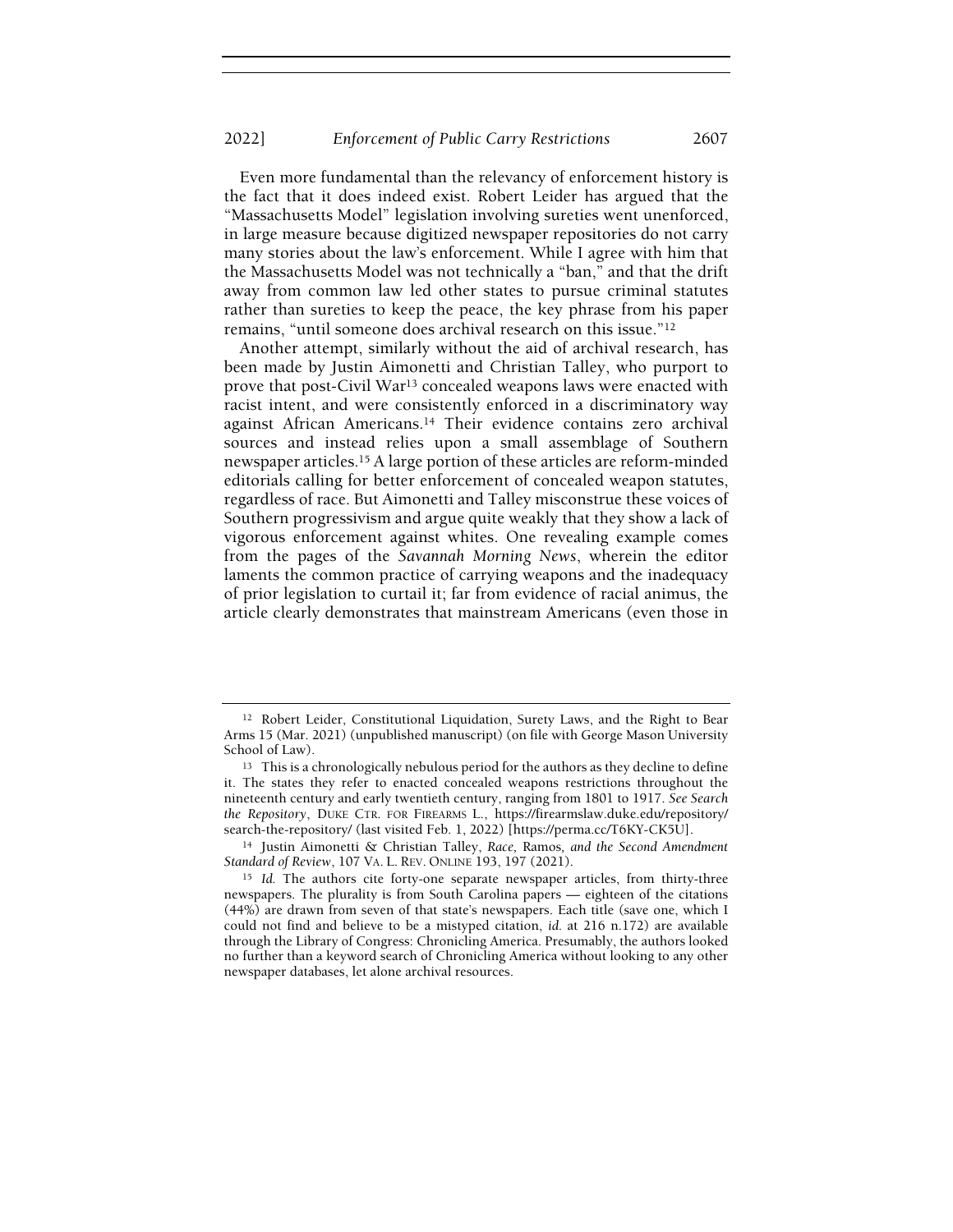Even more fundamental than the relevancy of enforcement history is the fact that it does indeed exist. Robert Leider has argued that the "Massachusetts Model" legislation involving sureties went unenforced, in large measure because digitized newspaper repositories do not carry many stories about the law's enforcement. While I agree with him that the Massachusetts Model was not technically a "ban," and that the drift away from common law led other states to pursue criminal statutes rather than sureties to keep the peace, the key phrase from his paper remains, "until someone does archival research on this issue."[12]

Another attempt, similarly without the aid of archival research, has been made by Justin Aimonetti and Christian Talley, who purport to prove that post-Civil War[13] concealed weapons laws were enacted with racist intent, and were consistently enforced in a discriminatory way against African Americans.[14] Their evidence contains zero archival sources and instead relies upon a small assemblage of Southern newspaper articles.[15] A large portion of these articles are reform-minded editorials calling for better enforcement of concealed weapon statutes, regardless of race. But Aimonetti and Talley misconstrue these voices of Southern progressivism and argue quite weakly that they show a lack of vigorous enforcement against whites. One revealing example comes from the pages of the *Savannah Morning News*, wherein the editor laments the common practice of carrying weapons and the inadequacy of prior legislation to curtail it; far from evidence of racial animus, the article clearly demonstrates that mainstream Americans (even those in

---

[12] Robert Leider, Constitutional Liquidation, Surety Laws, and the Right to Bear Arms 15 (Mar. 2021) (unpublished manuscript) (on file with George Mason University School of Law).

[13] This is a chronologically nebulous period for the authors as they decline to define it. The states they refer to enacted concealed weapons restrictions throughout the nineteenth century and early twentieth century, ranging from 1801 to 1917. *See Search the Repository*, DUKE CTR. FOR FIREARMS L., https://firearmslaw.duke.edu/repository/search-the-repository/ (last visited Feb. 1, 2022) [https://perma.cc/T6KY-CK5U].

[14] Justin Aimonetti & Christian Talley, *Race,* Ramos*, and the Second Amendment Standard of Review*, 107 VA. L. REV. ONLINE 193, 197 (2021).

[15] *Id.* The authors cite forty-one separate newspaper articles, from thirty-three newspapers. The plurality is from South Carolina papers — eighteen of the citations (44%) are drawn from seven of that state's newspapers. Each title (save one, which I could not find and believe to be a mistyped citation, *id.* at 216 n.172) are available through the Library of Congress: Chronicling America. Presumably, the authors looked no further than a keyword search of Chronicling America without looking to any other newspaper databases, let alone archival resources.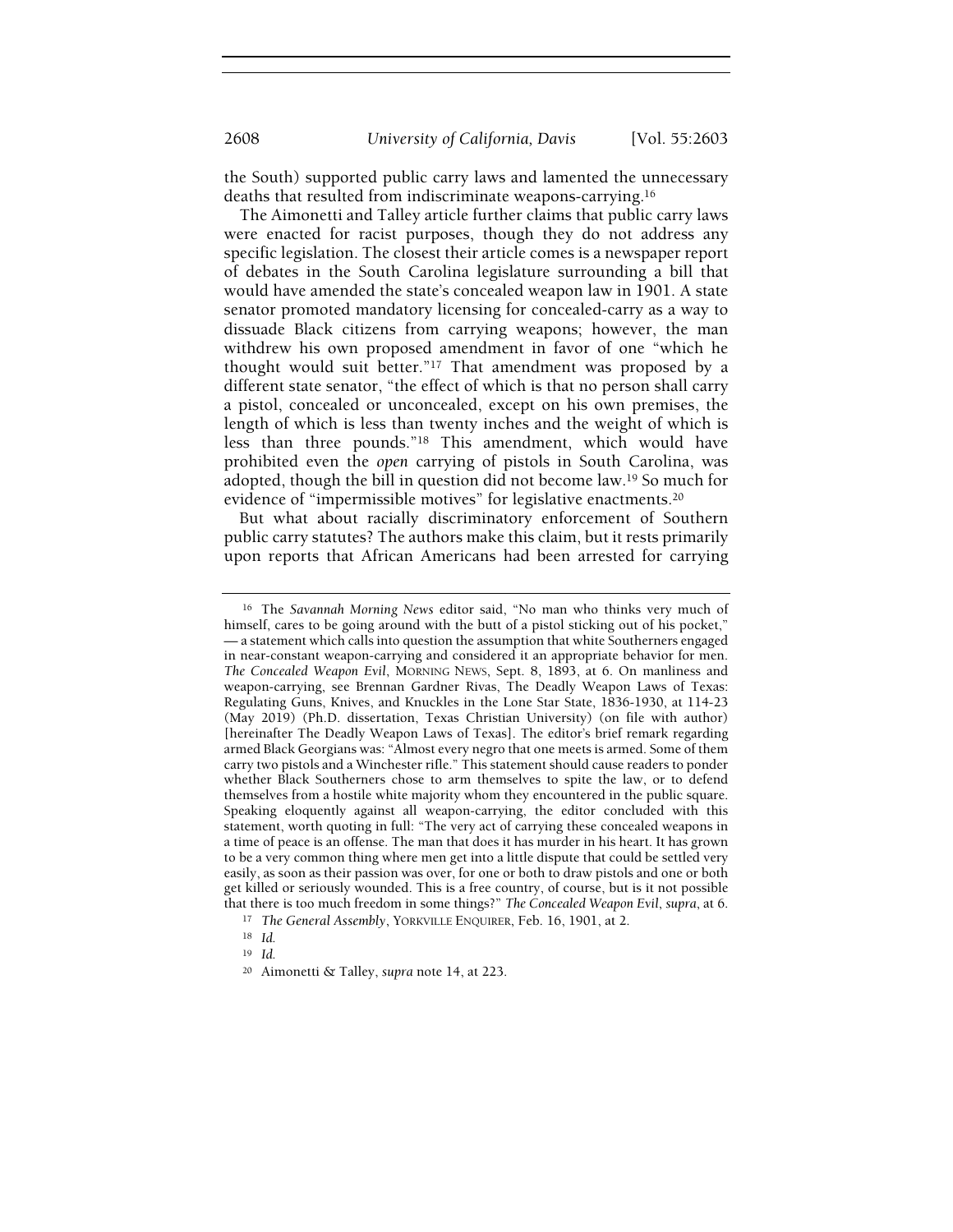the South) supported public carry laws and lamented the unnecessary deaths that resulted from indiscriminate weapons-carrying.[16]

The Aimonetti and Talley article further claims that public carry laws were enacted for racist purposes, though they do not address any specific legislation. The closest their article comes is a newspaper report of debates in the South Carolina legislature surrounding a bill that would have amended the state's concealed weapon law in 1901. A state senator promoted mandatory licensing for concealed-carry as a way to dissuade Black citizens from carrying weapons; however, the man withdrew his own proposed amendment in favor of one "which he thought would suit better."[17] That amendment was proposed by a different state senator, "the effect of which is that no person shall carry a pistol, concealed or unconcealed, except on his own premises, the length of which is less than twenty inches and the weight of which is less than three pounds."[18] This amendment, which would have prohibited even the *open* carrying of pistols in South Carolina, was adopted, though the bill in question did not become law.[19] So much for evidence of "impermissible motives" for legislative enactments.[20]

But what about racially discriminatory enforcement of Southern public carry statutes? The authors make this claim, but it rests primarily upon reports that African Americans had been arrested for carrying

---

[16] The *Savannah Morning News* editor said, "No man who thinks very much of himself, cares to be going around with the butt of a pistol sticking out of his pocket," — a statement which calls into question the assumption that white Southerners engaged in near-constant weapon-carrying and considered it an appropriate behavior for men. *The Concealed Weapon Evil*, MORNING NEWS, Sept. 8, 1893, at 6. On manliness and weapon-carrying, see Brennan Gardner Rivas, The Deadly Weapon Laws of Texas: Regulating Guns, Knives, and Knuckles in the Lone Star State, 1836-1930, at 114-23 (May 2019) (Ph.D. dissertation, Texas Christian University) (on file with author) [hereinafter The Deadly Weapon Laws of Texas]. The editor's brief remark regarding armed Black Georgians was: "Almost every negro that one meets is armed. Some of them carry two pistols and a Winchester rifle." This statement should cause readers to ponder whether Black Southerners chose to arm themselves to spite the law, or to defend themselves from a hostile white majority whom they encountered in the public square. Speaking eloquently against all weapon-carrying, the editor concluded with this statement, worth quoting in full: "The very act of carrying these concealed weapons in a time of peace is an offense. The man that does it has murder in his heart. It has grown to be a very common thing where men get into a little dispute that could be settled very easily, as soon as their passion was over, for one or both to draw pistols and one or both get killed or seriously wounded. This is a free country, of course, but is it not possible that there is too much freedom in some things?" *The Concealed Weapon Evil*, *supra*, at 6.

[17] *The General Assembly*, YORKVILLE ENQUIRER, Feb. 16, 1901, at 2.

[18] *Id.*

[19] *Id.*

[20] Aimonetti & Talley, *supra* note 14, at 223.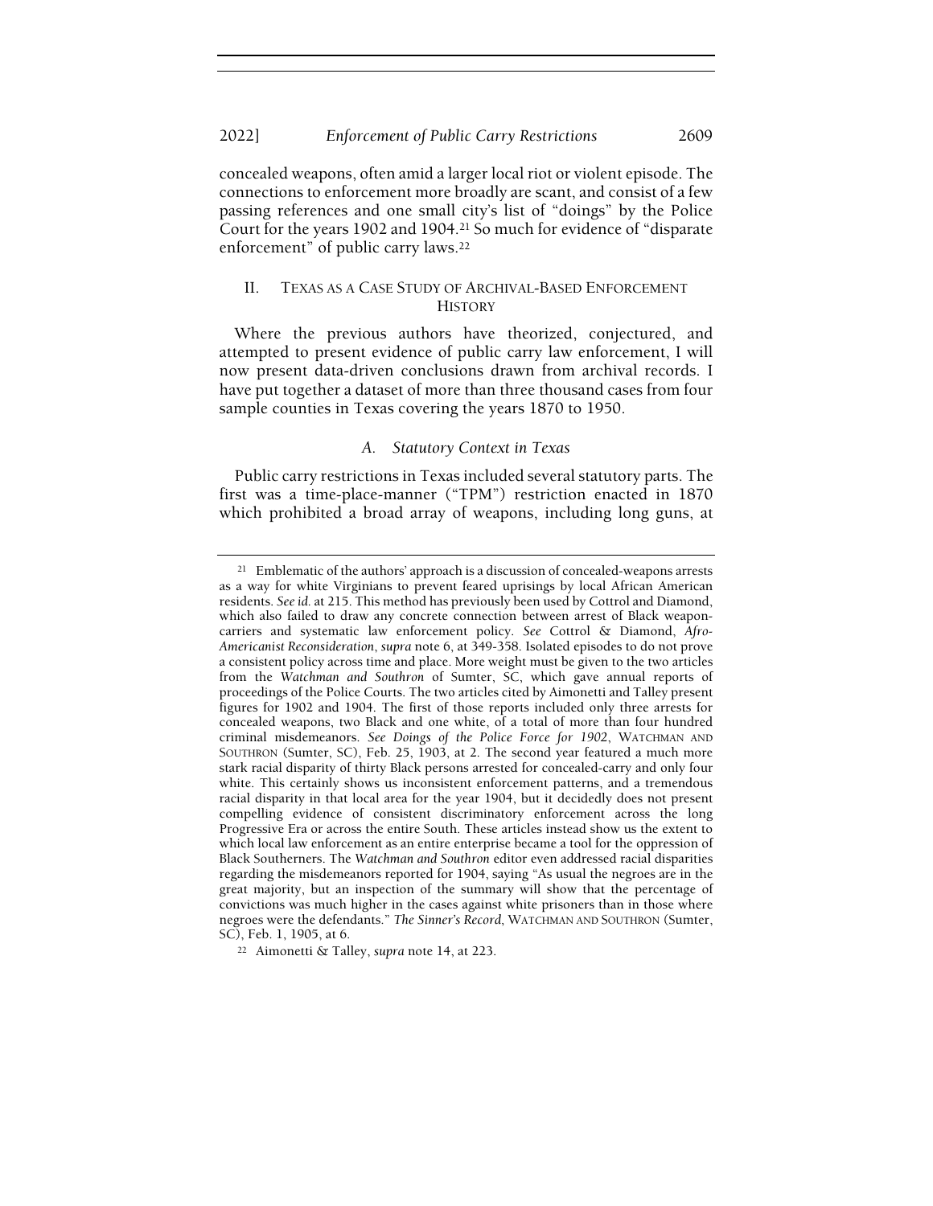concealed weapons, often amid a larger local riot or violent episode. The connections to enforcement more broadly are scant, and consist of a few passing references and one small city's list of "doings" by the Police Court for the years 1902 and 1904.[21] So much for evidence of "disparate enforcement" of public carry laws.[22]

## II. TEXAS AS A CASE STUDY OF ARCHIVAL-BASED ENFORCEMENT HISTORY

Where the previous authors have theorized, conjectured, and attempted to present evidence of public carry law enforcement, I will now present data-driven conclusions drawn from archival records. I have put together a dataset of more than three thousand cases from four sample counties in Texas covering the years 1870 to 1950.

### A. Statutory Context in Texas

Public carry restrictions in Texas included several statutory parts. The first was a time-place-manner ("TPM") restriction enacted in 1870 which prohibited a broad array of weapons, including long guns, at

---

[21] Emblematic of the authors' approach is a discussion of concealed-weapons arrests as a way for white Virginians to prevent feared uprisings by local African American residents. *See id.* at 215. This method has previously been used by Cottrol and Diamond, which also failed to draw any concrete connection between arrest of Black weapon-carriers and systematic law enforcement policy. *See* Cottrol & Diamond, *Afro-Americanist Reconsideration*, *supra* note 6, at 349-358. Isolated episodes to do not prove a consistent policy across time and place. More weight must be given to the two articles from the *Watchman and Southron* of Sumter, SC, which gave annual reports of proceedings of the Police Courts. The two articles cited by Aimonetti and Talley present figures for 1902 and 1904. The first of those reports included only three arrests for concealed weapons, two Black and one white, of a total of more than four hundred criminal misdemeanors. *See Doings of the Police Force for 1902*, WATCHMAN AND SOUTHRON (Sumter, SC), Feb. 25, 1903, at 2. The second year featured a much more stark racial disparity of thirty Black persons arrested for concealed-carry and only four white. This certainly shows us inconsistent enforcement patterns, and a tremendous racial disparity in that local area for the year 1904, but it decidedly does not present compelling evidence of consistent discriminatory enforcement across the long Progressive Era or across the entire South. These articles instead show us the extent to which local law enforcement as an entire enterprise became a tool for the oppression of Black Southerners. The *Watchman and Southron* editor even addressed racial disparities regarding the misdemeanors reported for 1904, saying "As usual the negroes are in the great majority, but an inspection of the summary will show that the percentage of convictions was much higher in the cases against white prisoners than in those where negroes were the defendants." *The Sinner's Record*, WATCHMAN AND SOUTHRON (Sumter, SC), Feb. 1, 1905, at 6.

[22] Aimonetti & Talley, *supra* note 14, at 223.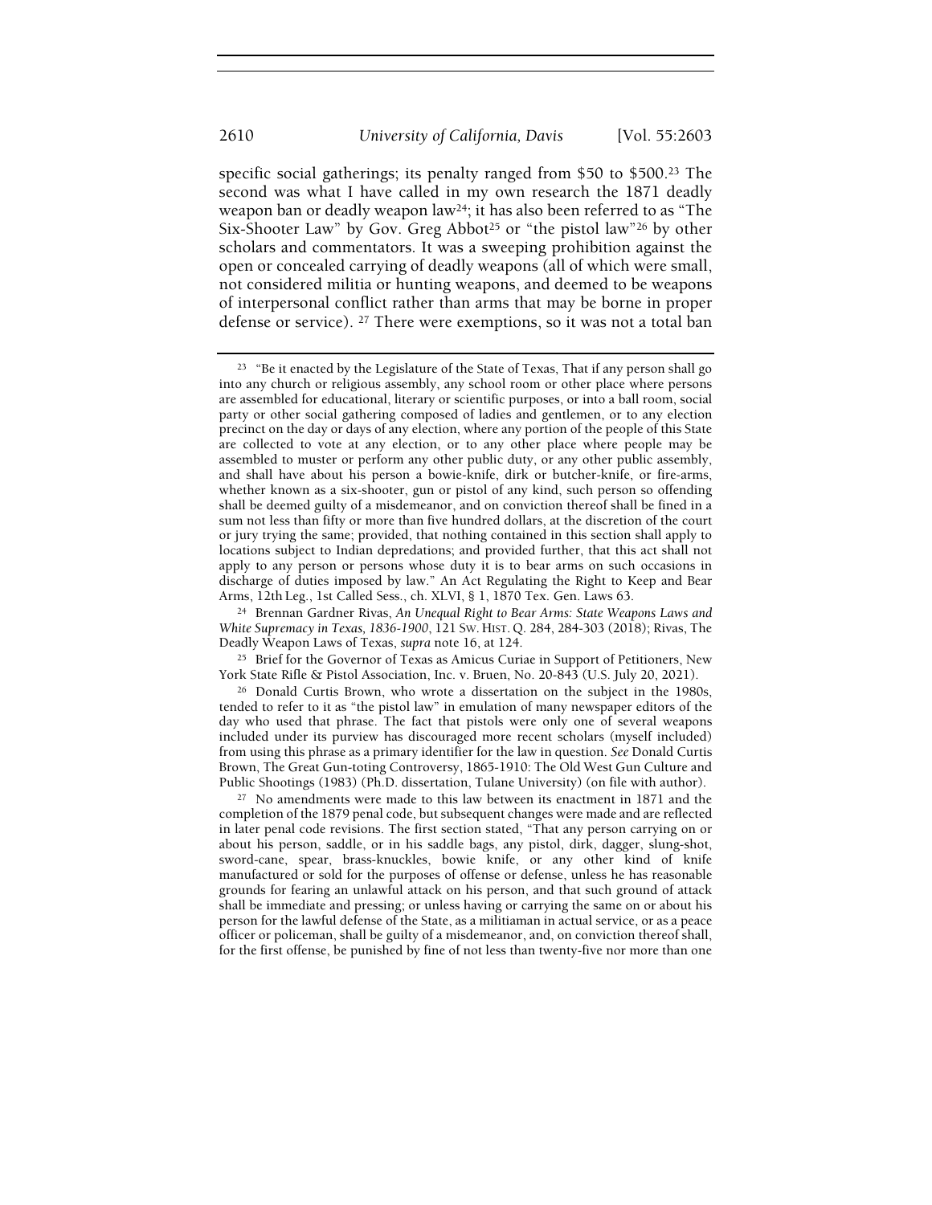specific social gatherings; its penalty ranged from $50 to $500.[23] The second was what I have called in my own research the 1871 deadly weapon ban or deadly weapon law[24]; it has also been referred to as "The Six-Shooter Law" by Gov. Greg Abbot[25] or "the pistol law"[26] by other scholars and commentators. It was a sweeping prohibition against the open or concealed carrying of deadly weapons (all of which were small, not considered militia or hunting weapons, and deemed to be weapons of interpersonal conflict rather than arms that may be borne in proper defense or service). [27] There were exemptions, so it was not a total ban

[23] "Be it enacted by the Legislature of the State of Texas, That if any person shall go into any church or religious assembly, any school room or other place where persons are assembled for educational, literary or scientific purposes, or into a ball room, social party or other social gathering composed of ladies and gentlemen, or to any election precinct on the day or days of any election, where any portion of the people of this State are collected to vote at any election, or to any other place where people may be assembled to muster or perform any other public duty, or any other public assembly, and shall have about his person a bowie-knife, dirk or butcher-knife, or fire-arms, whether known as a six-shooter, gun or pistol of any kind, such person so offending shall be deemed guilty of a misdemeanor, and on conviction thereof shall be fined in a sum not less than fifty or more than five hundred dollars, at the discretion of the court or jury trying the same; provided, that nothing contained in this section shall apply to locations subject to Indian depredations; and provided further, that this act shall not apply to any person or persons whose duty it is to bear arms on such occasions in discharge of duties imposed by law." An Act Regulating the Right to Keep and Bear Arms, 12th Leg., 1st Called Sess., ch. XLVI, § 1, 1870 Tex. Gen. Laws 63.

[24] Brennan Gardner Rivas, *An Unequal Right to Bear Arms: State Weapons Laws and White Supremacy in Texas, 1836-1900*, 121 SW. HIST. Q. 284, 284-303 (2018); Rivas, The Deadly Weapon Laws of Texas, *supra* note 16, at 124.

[25] Brief for the Governor of Texas as Amicus Curiae in Support of Petitioners, New York State Rifle & Pistol Association, Inc. v. Bruen, No. 20-843 (U.S. July 20, 2021).

[26] Donald Curtis Brown, who wrote a dissertation on the subject in the 1980s, tended to refer to it as "the pistol law" in emulation of many newspaper editors of the day who used that phrase. The fact that pistols were only one of several weapons included under its purview has discouraged more recent scholars (myself included) from using this phrase as a primary identifier for the law in question. *See* Donald Curtis Brown, The Great Gun-toting Controversy, 1865-1910: The Old West Gun Culture and Public Shootings (1983) (Ph.D. dissertation, Tulane University) (on file with author).

[27] No amendments were made to this law between its enactment in 1871 and the completion of the 1879 penal code, but subsequent changes were made and are reflected in later penal code revisions. The first section stated, "That any person carrying on or about his person, saddle, or in his saddle bags, any pistol, dirk, dagger, slung-shot, sword-cane, spear, brass-knuckles, bowie knife, or any other kind of knife manufactured or sold for the purposes of offense or defense, unless he has reasonable grounds for fearing an unlawful attack on his person, and that such ground of attack shall be immediate and pressing; or unless having or carrying the same on or about his person for the lawful defense of the State, as a militiaman in actual service, or as a peace officer or policeman, shall be guilty of a misdemeanor, and, on conviction thereof shall, for the first offense, be punished by fine of not less than twenty-five nor more than one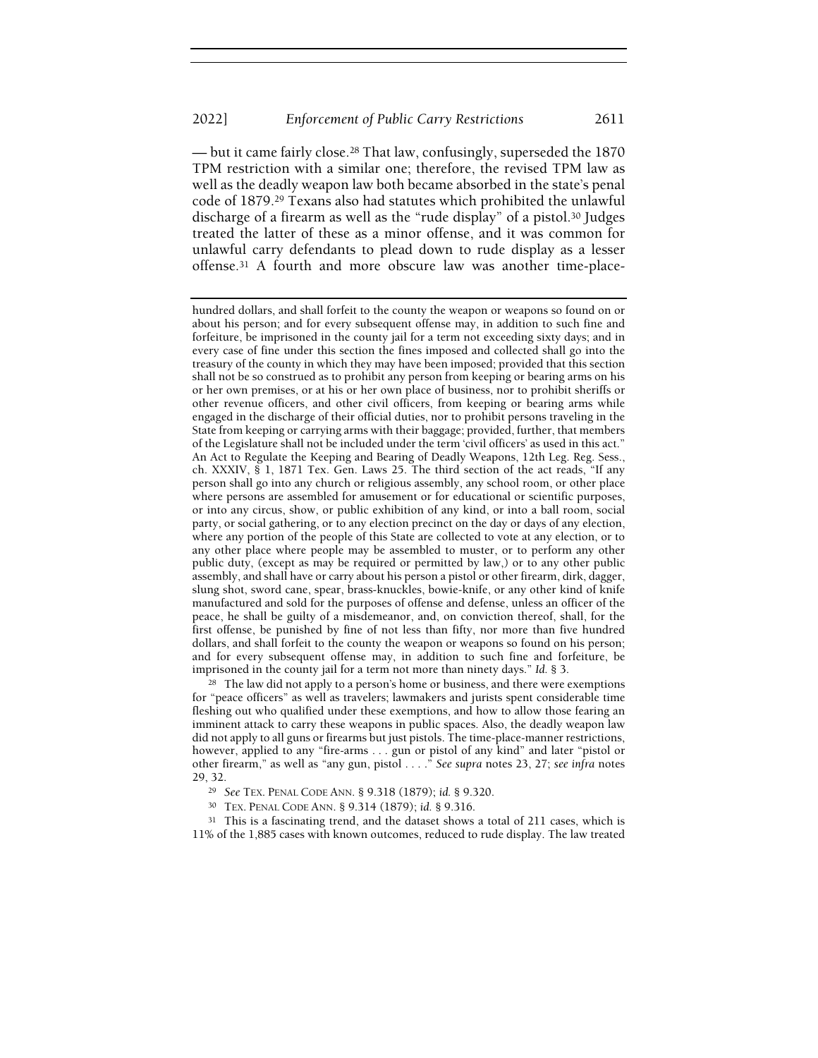— but it came fairly close.[28] That law, confusingly, superseded the 1870 TPM restriction with a similar one; therefore, the revised TPM law as well as the deadly weapon law both became absorbed in the state's penal code of 1879.[29] Texans also had statutes which prohibited the unlawful discharge of a firearm as well as the "rude display" of a pistol.[30] Judges treated the latter of these as a minor offense, and it was common for unlawful carry defendants to plead down to rude display as a lesser offense.[31] A fourth and more obscure law was another time-place-

---

hundred dollars, and shall forfeit to the county the weapon or weapons so found on or about his person; and for every subsequent offense may, in addition to such fine and forfeiture, be imprisoned in the county jail for a term not exceeding sixty days; and in every case of fine under this section the fines imposed and collected shall go into the treasury of the county in which they may have been imposed; provided that this section shall not be so construed as to prohibit any person from keeping or bearing arms on his or her own premises, or at his or her own place of business, nor to prohibit sheriffs or other revenue officers, and other civil officers, from keeping or bearing arms while engaged in the discharge of their official duties, nor to prohibit persons traveling in the State from keeping or carrying arms with their baggage; provided, further, that members of the Legislature shall not be included under the term 'civil officers' as used in this act." An Act to Regulate the Keeping and Bearing of Deadly Weapons, 12th Leg. Reg. Sess., ch. XXXIV, § 1, 1871 Tex. Gen. Laws 25. The third section of the act reads, "If any person shall go into any church or religious assembly, any school room, or other place where persons are assembled for amusement or for educational or scientific purposes, or into any circus, show, or public exhibition of any kind, or into a ball room, social party, or social gathering, or to any election precinct on the day or days of any election, where any portion of the people of this State are collected to vote at any election, or to any other place where people may be assembled to muster, or to perform any other public duty, (except as may be required or permitted by law,) or to any other public assembly, and shall have or carry about his person a pistol or other firearm, dirk, dagger, slung shot, sword cane, spear, brass-knuckles, bowie-knife, or any other kind of knife manufactured and sold for the purposes of offense and defense, unless an officer of the peace, he shall be guilty of a misdemeanor, and, on conviction thereof, shall, for the first offense, be punished by fine of not less than fifty, nor more than five hundred dollars, and shall forfeit to the county the weapon or weapons so found on his person; and for every subsequent offense may, in addition to such fine and forfeiture, be imprisoned in the county jail for a term not more than ninety days." *Id.* § 3.

[28] The law did not apply to a person's home or business, and there were exemptions for "peace officers" as well as travelers; lawmakers and jurists spent considerable time fleshing out who qualified under these exemptions, and how to allow those fearing an imminent attack to carry these weapons in public spaces. Also, the deadly weapon law did not apply to all guns or firearms but just pistols. The time-place-manner restrictions, however, applied to any "fire-arms . . . gun or pistol of any kind" and later "pistol or other firearm," as well as "any gun, pistol . . . ." *See supra* notes 23, 27; *see infra* notes 29, 32.

[29] *See* TEX. PENAL CODE ANN. § 9.318 (1879); *id.* § 9.320.

[30] TEX. PENAL CODE ANN. § 9.314 (1879); *id.* § 9.316.

[31] This is a fascinating trend, and the dataset shows a total of 211 cases, which is 11% of the 1,885 cases with known outcomes, reduced to rude display. The law treated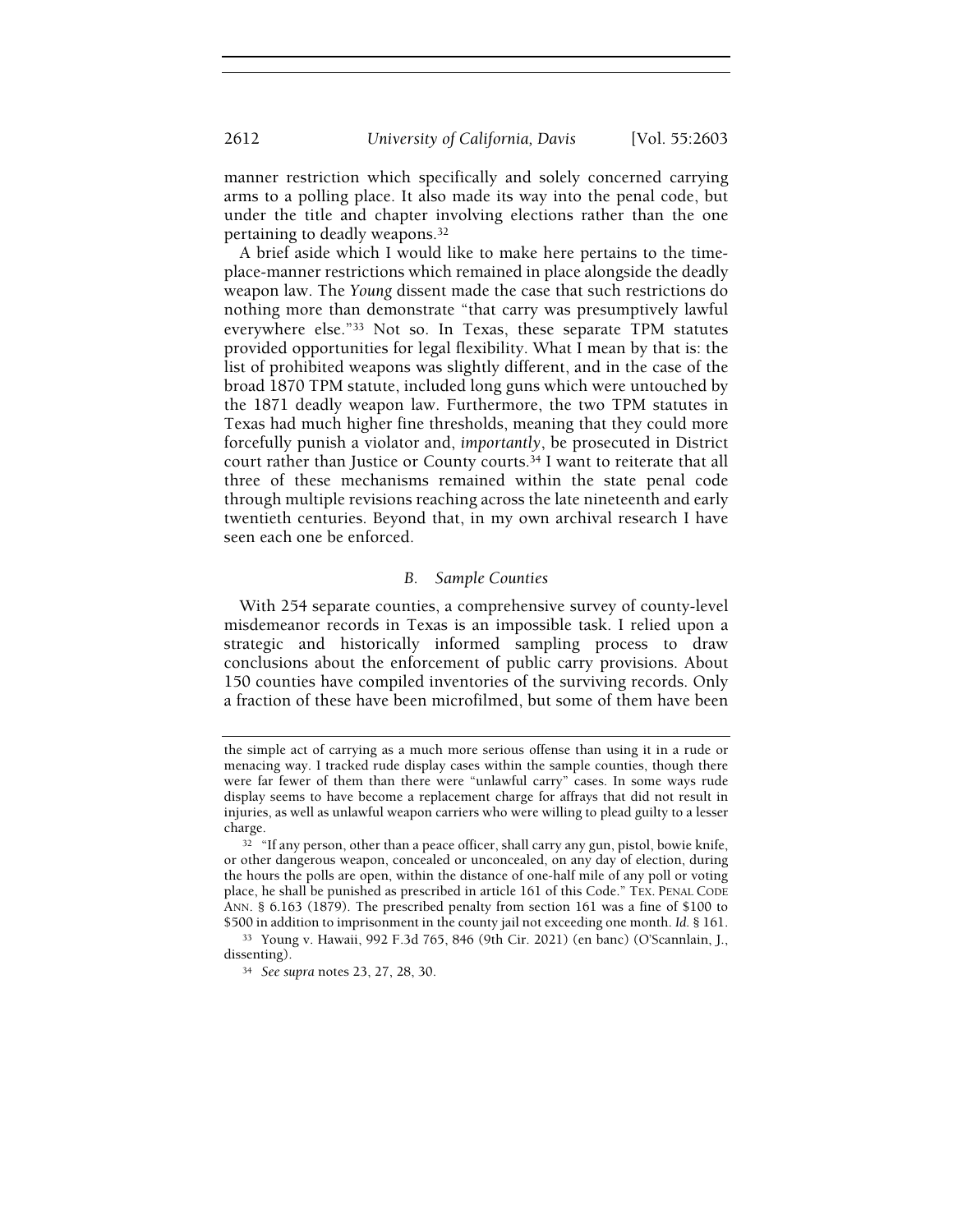manner restriction which specifically and solely concerned carrying arms to a polling place. It also made its way into the penal code, but under the title and chapter involving elections rather than the one pertaining to deadly weapons.[32]

A brief aside which I would like to make here pertains to the time-place-manner restrictions which remained in place alongside the deadly weapon law. The *Young* dissent made the case that such restrictions do nothing more than demonstrate "that carry was presumptively lawful everywhere else."[33] Not so. In Texas, these separate TPM statutes provided opportunities for legal flexibility. What I mean by that is: the list of prohibited weapons was slightly different, and in the case of the broad 1870 TPM statute, included long guns which were untouched by the 1871 deadly weapon law. Furthermore, the two TPM statutes in Texas had much higher fine thresholds, meaning that they could more forcefully punish a violator and, *importantly*, be prosecuted in District court rather than Justice or County courts.[34] I want to reiterate that all three of these mechanisms remained within the state penal code through multiple revisions reaching across the late nineteenth and early twentieth centuries. Beyond that, in my own archival research I have seen each one be enforced.

### *B. Sample Counties*

With 254 separate counties, a comprehensive survey of county-level misdemeanor records in Texas is an impossible task. I relied upon a strategic and historically informed sampling process to draw conclusions about the enforcement of public carry provisions. About 150 counties have compiled inventories of the surviving records. Only a fraction of these have been microfilmed, but some of them have been

---

the simple act of carrying as a much more serious offense than using it in a rude or menacing way. I tracked rude display cases within the sample counties, though there were far fewer of them than there were "unlawful carry" cases. In some ways rude display seems to have become a replacement charge for affrays that did not result in injuries, as well as unlawful weapon carriers who were willing to plead guilty to a lesser charge.

[32] "If any person, other than a peace officer, shall carry any gun, pistol, bowie knife, or other dangerous weapon, concealed or unconcealed, on any day of election, during the hours the polls are open, within the distance of one-half mile of any poll or voting place, he shall be punished as prescribed in article 161 of this Code." TEX. PENAL CODE ANN. § 6.163 (1879). The prescribed penalty from section 161 was a fine of $100 to $500 in addition to imprisonment in the county jail not exceeding one month. *Id.* § 161.

[33] Young v. Hawaii, 992 F.3d 765, 846 (9th Cir. 2021) (en banc) (O'Scannlain, J., dissenting).

[34] *See supra* notes 23, 27, 28, 30.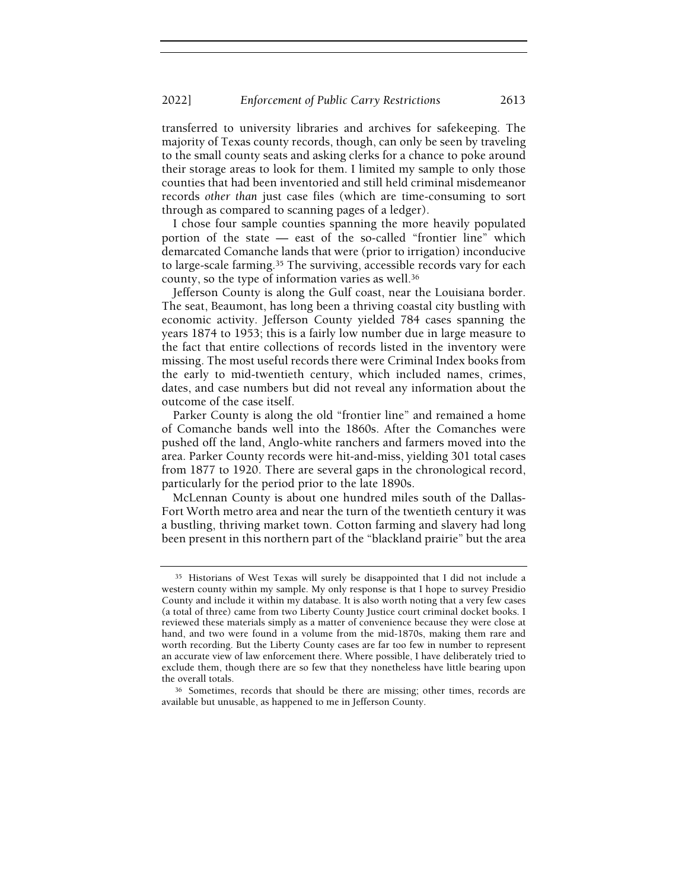transferred to university libraries and archives for safekeeping. The majority of Texas county records, though, can only be seen by traveling to the small county seats and asking clerks for a chance to poke around their storage areas to look for them. I limited my sample to only those counties that had been inventoried and still held criminal misdemeanor records *other than* just case files (which are time-consuming to sort through as compared to scanning pages of a ledger).

I chose four sample counties spanning the more heavily populated portion of the state — east of the so-called "frontier line" which demarcated Comanche lands that were (prior to irrigation) inconducive to large-scale farming.[35] The surviving, accessible records vary for each county, so the type of information varies as well.[36]

Jefferson County is along the Gulf coast, near the Louisiana border. The seat, Beaumont, has long been a thriving coastal city bustling with economic activity. Jefferson County yielded 784 cases spanning the years 1874 to 1953; this is a fairly low number due in large measure to the fact that entire collections of records listed in the inventory were missing. The most useful records there were Criminal Index books from the early to mid-twentieth century, which included names, crimes, dates, and case numbers but did not reveal any information about the outcome of the case itself.

Parker County is along the old "frontier line" and remained a home of Comanche bands well into the 1860s. After the Comanches were pushed off the land, Anglo-white ranchers and farmers moved into the area. Parker County records were hit-and-miss, yielding 301 total cases from 1877 to 1920. There are several gaps in the chronological record, particularly for the period prior to the late 1890s.

McLennan County is about one hundred miles south of the Dallas-Fort Worth metro area and near the turn of the twentieth century it was a bustling, thriving market town. Cotton farming and slavery had long been present in this northern part of the "blackland prairie" but the area

---

[35] Historians of West Texas will surely be disappointed that I did not include a western county within my sample. My only response is that I hope to survey Presidio County and include it within my database. It is also worth noting that a very few cases (a total of three) came from two Liberty County Justice court criminal docket books. I reviewed these materials simply as a matter of convenience because they were close at hand, and two were found in a volume from the mid-1870s, making them rare and worth recording. But the Liberty County cases are far too few in number to represent an accurate view of law enforcement there. Where possible, I have deliberately tried to exclude them, though there are so few that they nonetheless have little bearing upon the overall totals.

[36] Sometimes, records that should be there are missing; other times, records are available but unusable, as happened to me in Jefferson County.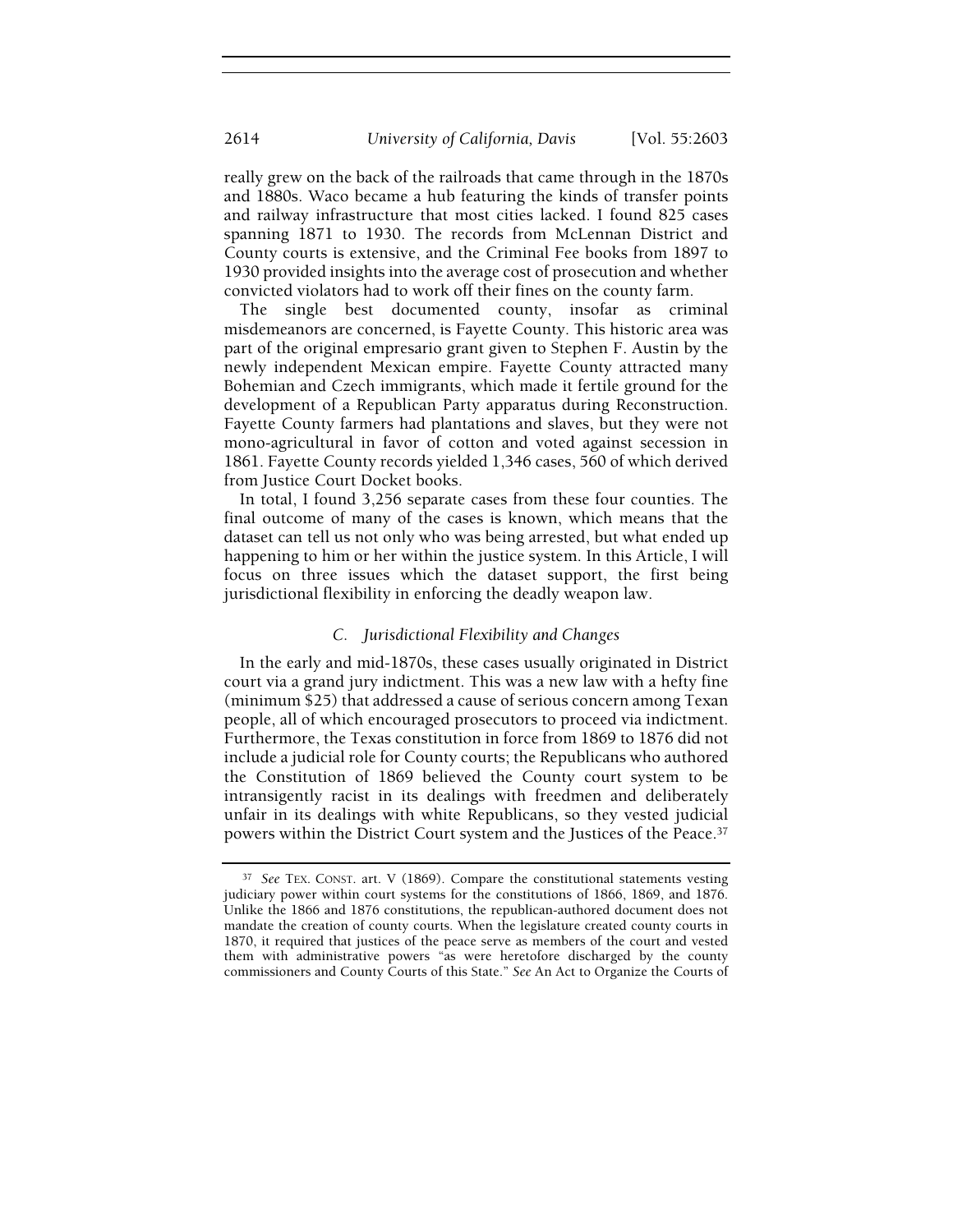really grew on the back of the railroads that came through in the 1870s and 1880s. Waco became a hub featuring the kinds of transfer points and railway infrastructure that most cities lacked. I found 825 cases spanning 1871 to 1930. The records from McLennan District and County courts is extensive, and the Criminal Fee books from 1897 to 1930 provided insights into the average cost of prosecution and whether convicted violators had to work off their fines on the county farm.

The single best documented county, insofar as criminal misdemeanors are concerned, is Fayette County. This historic area was part of the original empresario grant given to Stephen F. Austin by the newly independent Mexican empire. Fayette County attracted many Bohemian and Czech immigrants, which made it fertile ground for the development of a Republican Party apparatus during Reconstruction. Fayette County farmers had plantations and slaves, but they were not mono-agricultural in favor of cotton and voted against secession in 1861. Fayette County records yielded 1,346 cases, 560 of which derived from Justice Court Docket books.

In total, I found 3,256 separate cases from these four counties. The final outcome of many of the cases is known, which means that the dataset can tell us not only who was being arrested, but what ended up happening to him or her within the justice system. In this Article, I will focus on three issues which the dataset support, the first being jurisdictional flexibility in enforcing the deadly weapon law.

### *C. Jurisdictional Flexibility and Changes*

In the early and mid-1870s, these cases usually originated in District court via a grand jury indictment. This was a new law with a hefty fine (minimum $25) that addressed a cause of serious concern among Texan people, all of which encouraged prosecutors to proceed via indictment. Furthermore, the Texas constitution in force from 1869 to 1876 did not include a judicial role for County courts; the Republicans who authored the Constitution of 1869 believed the County court system to be intransigently racist in its dealings with freedmen and deliberately unfair in its dealings with white Republicans, so they vested judicial powers within the District Court system and the Justices of the Peace.[37]

---

[37] *See* TEX. CONST. art. V (1869). Compare the constitutional statements vesting judiciary power within court systems for the constitutions of 1866, 1869, and 1876. Unlike the 1866 and 1876 constitutions, the republican-authored document does not mandate the creation of county courts. When the legislature created county courts in 1870, it required that justices of the peace serve as members of the court and vested them with administrative powers "as were heretofore discharged by the county commissioners and County Courts of this State." *See* An Act to Organize the Courts of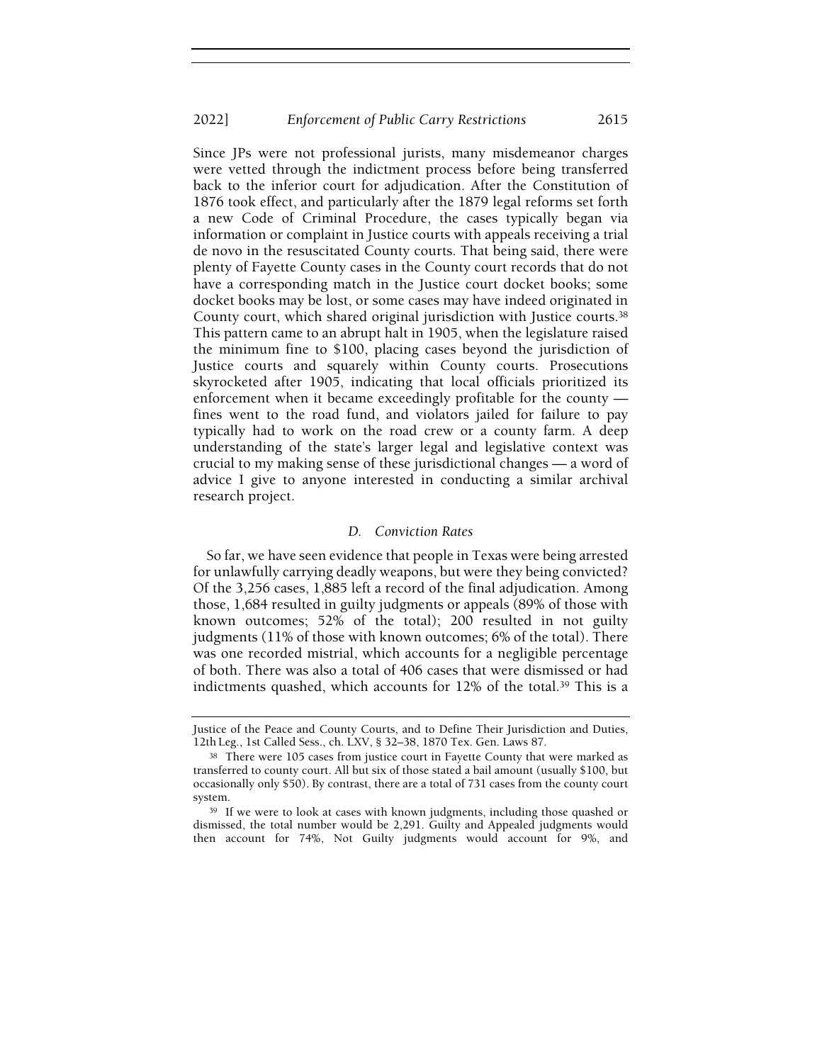Since JPs were not professional jurists, many misdemeanor charges were vetted through the indictment process before being transferred back to the inferior court for adjudication. After the Constitution of 1876 took effect, and particularly after the 1879 legal reforms set forth a new Code of Criminal Procedure, the cases typically began via information or complaint in Justice courts with appeals receiving a trial de novo in the resuscitated County courts. That being said, there were plenty of Fayette County cases in the County court records that do not have a corresponding match in the Justice court docket books; some docket books may be lost, or some cases may have indeed originated in County court, which shared original jurisdiction with Justice courts.[38] This pattern came to an abrupt halt in 1905, when the legislature raised the minimum fine to $100, placing cases beyond the jurisdiction of Justice courts and squarely within County courts. Prosecutions skyrocketed after 1905, indicating that local officials prioritized its enforcement when it became exceedingly profitable for the county — fines went to the road fund, and violators jailed for failure to pay typically had to work on the road crew or a county farm. A deep understanding of the state's larger legal and legislative context was crucial to my making sense of these jurisdictional changes — a word of advice I give to anyone interested in conducting a similar archival research project.

### *D. Conviction Rates*

So far, we have seen evidence that people in Texas were being arrested for unlawfully carrying deadly weapons, but were they being convicted? Of the 3,256 cases, 1,885 left a record of the final adjudication. Among those, 1,684 resulted in guilty judgments or appeals (89% of those with known outcomes; 52% of the total); 200 resulted in not guilty judgments (11% of those with known outcomes; 6% of the total). There was one recorded mistrial, which accounts for a negligible percentage of both. There was also a total of 406 cases that were dismissed or had indictments quashed, which accounts for 12% of the total.[39] This is a

Justice of the Peace and County Courts, and to Define Their Jurisdiction and Duties, 12th Leg., 1st Called Sess., ch. LXV, § 32–38, 1870 Tex. Gen. Laws 87.

[38] There were 105 cases from justice court in Fayette County that were marked as transferred to county court. All but six of those stated a bail amount (usually $100, but occasionally only $50). By contrast, there are a total of 731 cases from the county court system.

[39] If we were to look at cases with known judgments, including those quashed or dismissed, the total number would be 2,291. Guilty and Appealed judgments would then account for 74%, Not Guilty judgments would account for 9%, and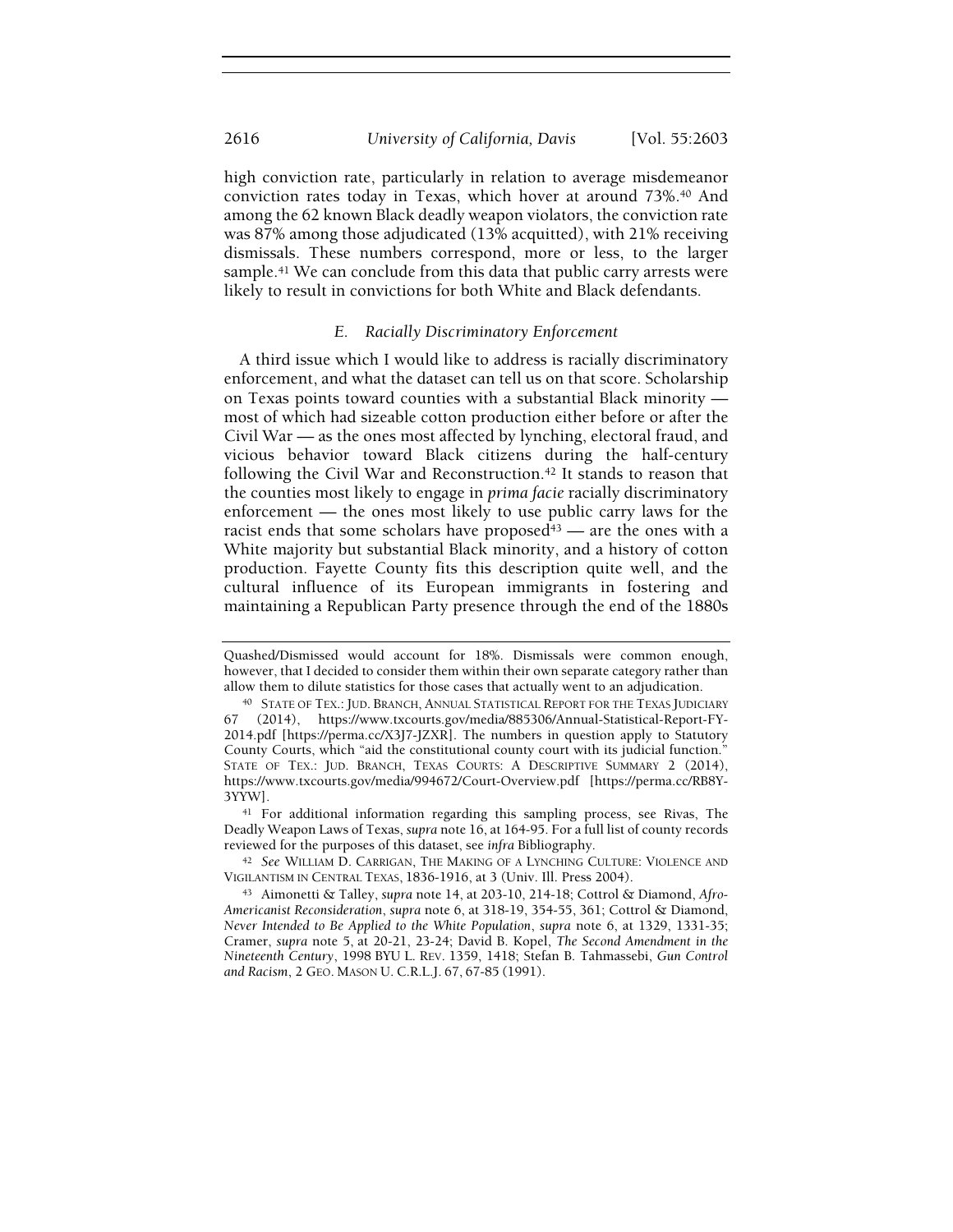high conviction rate, particularly in relation to average misdemeanor conviction rates today in Texas, which hover at around 73%.[40] And among the 62 known Black deadly weapon violators, the conviction rate was 87% among those adjudicated (13% acquitted), with 21% receiving dismissals. These numbers correspond, more or less, to the larger sample.[41] We can conclude from this data that public carry arrests were likely to result in convictions for both White and Black defendants.

### *E. Racially Discriminatory Enforcement*

A third issue which I would like to address is racially discriminatory enforcement, and what the dataset can tell us on that score. Scholarship on Texas points toward counties with a substantial Black minority — most of which had sizeable cotton production either before or after the Civil War — as the ones most affected by lynching, electoral fraud, and vicious behavior toward Black citizens during the half-century following the Civil War and Reconstruction.[42] It stands to reason that the counties most likely to engage in *prima facie* racially discriminatory enforcement — the ones most likely to use public carry laws for the racist ends that some scholars have proposed[43] — are the ones with a White majority but substantial Black minority, and a history of cotton production. Fayette County fits this description quite well, and the cultural influence of its European immigrants in fostering and maintaining a Republican Party presence through the end of the 1880s

---

Quashed/Dismissed would account for 18%. Dismissals were common enough, however, that I decided to consider them within their own separate category rather than allow them to dilute statistics for those cases that actually went to an adjudication.

[40] STATE OF TEX.: JUD. BRANCH, ANNUAL STATISTICAL REPORT FOR THE TEXAS JUDICIARY 67 (2014), https://www.txcourts.gov/media/885306/Annual-Statistical-Report-FY-2014.pdf [https://perma.cc/X3J7-JZXR]. The numbers in question apply to Statutory County Courts, which "aid the constitutional county court with its judicial function." STATE OF TEX.: JUD. BRANCH, TEXAS COURTS: A DESCRIPTIVE SUMMARY 2 (2014), https://www.txcourts.gov/media/994672/Court-Overview.pdf [https://perma.cc/RB8Y-3YYW].

[41] For additional information regarding this sampling process, see Rivas, The Deadly Weapon Laws of Texas, *supra* note 16, at 164-95. For a full list of county records reviewed for the purposes of this dataset, see *infra* Bibliography.

[42] *See* WILLIAM D. CARRIGAN, THE MAKING OF A LYNCHING CULTURE: VIOLENCE AND VIGILANTISM IN CENTRAL TEXAS, 1836-1916, at 3 (Univ. Ill. Press 2004).

[43] Aimonetti & Talley, *supra* note 14, at 203-10, 214-18; Cottrol & Diamond, *Afro-Americanist Reconsideration*, *supra* note 6, at 318-19, 354-55, 361; Cottrol & Diamond, *Never Intended to Be Applied to the White Population*, *supra* note 6, at 1329, 1331-35; Cramer, *supra* note 5, at 20-21, 23-24; David B. Kopel, *The Second Amendment in the Nineteenth Century*, 1998 BYU L. REV. 1359, 1418; Stefan B. Tahmassebi, *Gun Control and Racism*, 2 GEO. MASON U. C.R.L.J. 67, 67-85 (1991).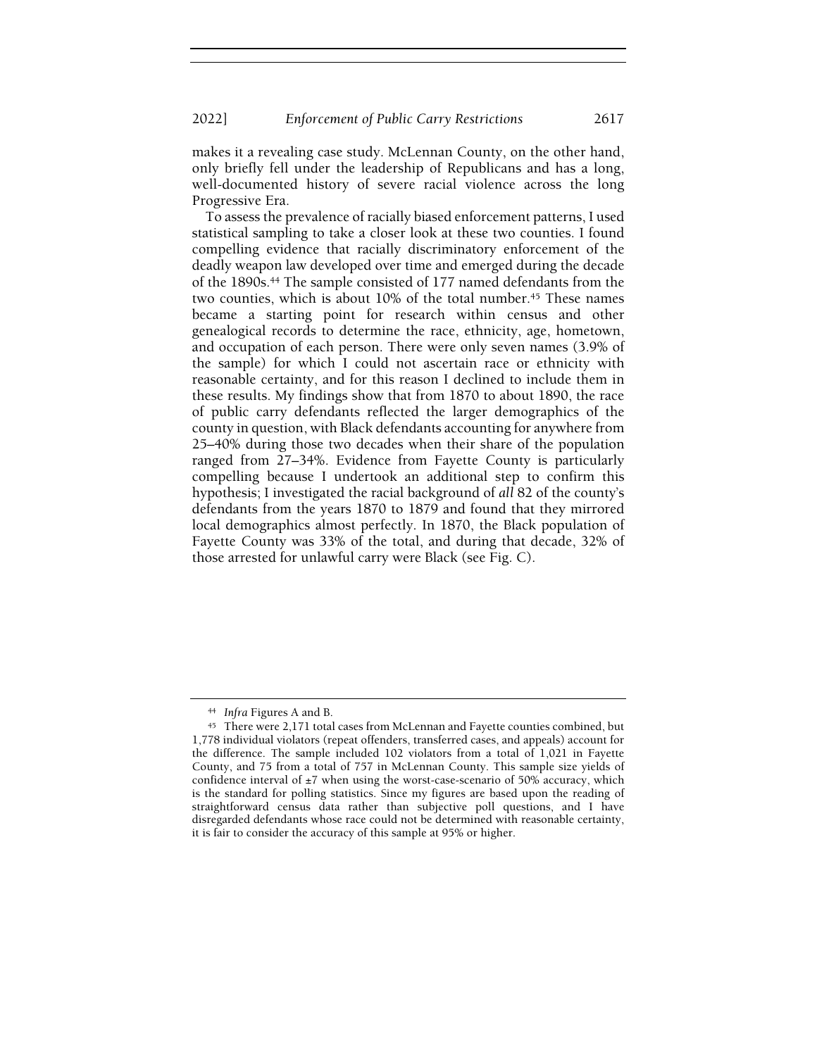makes it a revealing case study. McLennan County, on the other hand, only briefly fell under the leadership of Republicans and has a long, well-documented history of severe racial violence across the long Progressive Era.

To assess the prevalence of racially biased enforcement patterns, I used statistical sampling to take a closer look at these two counties. I found compelling evidence that racially discriminatory enforcement of the deadly weapon law developed over time and emerged during the decade of the 1890s.[44] The sample consisted of 177 named defendants from the two counties, which is about 10% of the total number.[45] These names became a starting point for research within census and other genealogical records to determine the race, ethnicity, age, hometown, and occupation of each person. There were only seven names (3.9% of the sample) for which I could not ascertain race or ethnicity with reasonable certainty, and for this reason I declined to include them in these results. My findings show that from 1870 to about 1890, the race of public carry defendants reflected the larger demographics of the county in question, with Black defendants accounting for anywhere from 25–40% during those two decades when their share of the population ranged from 27–34%. Evidence from Fayette County is particularly compelling because I undertook an additional step to confirm this hypothesis; I investigated the racial background of *all* 82 of the county's defendants from the years 1870 to 1879 and found that they mirrored local demographics almost perfectly. In 1870, the Black population of Fayette County was 33% of the total, and during that decade, 32% of those arrested for unlawful carry were Black (see Fig. C).

---

[44] *Infra* Figures A and B.

[45] There were 2,171 total cases from McLennan and Fayette counties combined, but 1,778 individual violators (repeat offenders, transferred cases, and appeals) account for the difference. The sample included 102 violators from a total of 1,021 in Fayette County, and 75 from a total of 757 in McLennan County. This sample size yields of confidence interval of ±7 when using the worst-case-scenario of 50% accuracy, which is the standard for polling statistics. Since my figures are based upon the reading of straightforward census data rather than subjective poll questions, and I have disregarded defendants whose race could not be determined with reasonable certainty, it is fair to consider the accuracy of this sample at 95% or higher.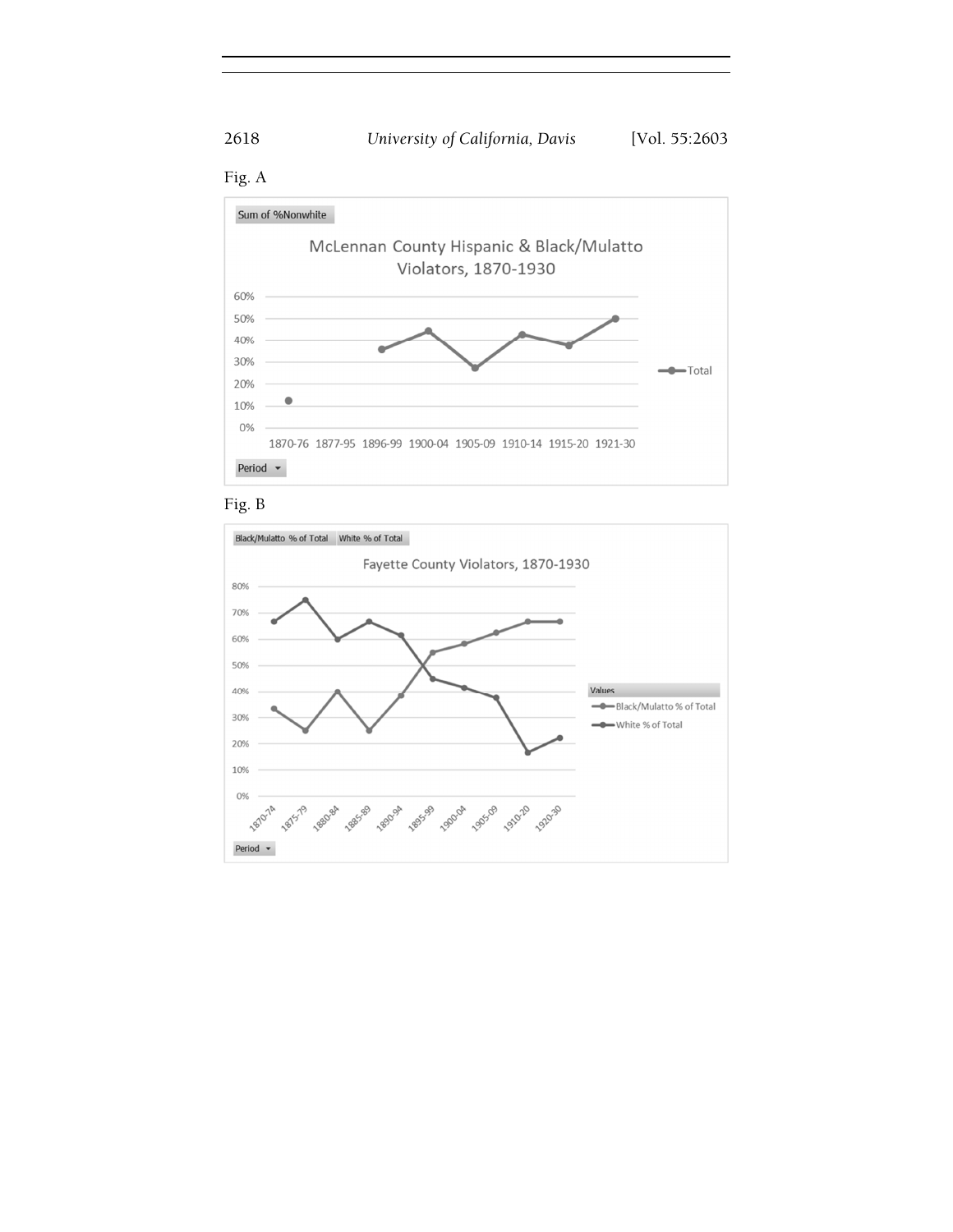Fig. A

Sum of %Nonwhite

McLennan County Hispanic & Black/Mulatto Violators, 1870-1930

| Period | Total |
| --- | --- |
| 1870-76 | ~12% |
| 1877-95 | |
| 1896-99 | ~36% |
| 1900-04 | ~44% |
| 1905-09 | ~27% |
| 1910-14 | ~43% |
| 1915-20 | ~37% |
| 1921-30 | ~50% |

Fig. B

Black/Mulatto % of Total | White % of Total

Fayette County Violators, 1870-1930

| Period | Black/Mulatto % of Total | White % of Total |
| --- | --- | --- |
| 1870-74 | ~33% | ~67% |
| 1875-79 | ~25% | ~75% |
| 1880-84 | ~40% | ~60% |
| 1885-89 | ~25% | ~67% |
| 1890-94 | ~38% | ~61% |
| 1895-99 | ~55% | ~45% |
| 1900-04 | ~58% | ~41% |
| 1905-09 | ~62% | ~37% |
| 1910-20 | ~67% | ~17% |
| 1920-30 | ~67% | ~22% |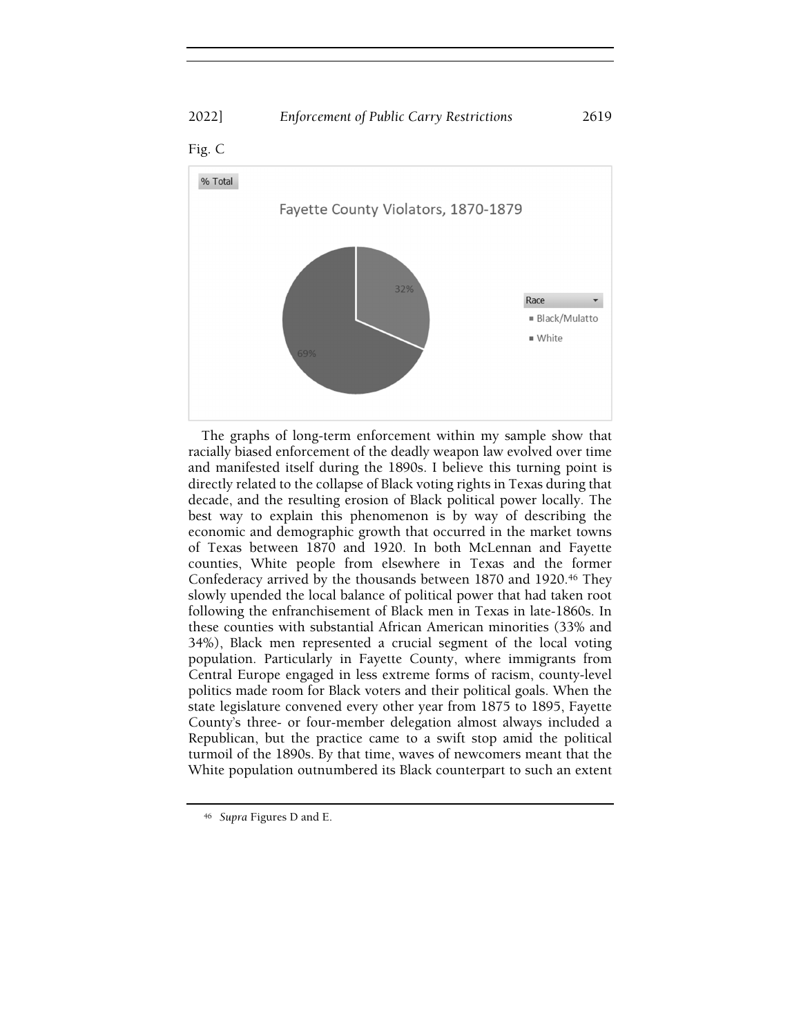Fig. C

% Total

Fayette County Violators, 1870-1879

32%

69%

Race
- Black/Mulatto
- White

The graphs of long-term enforcement within my sample show that racially biased enforcement of the deadly weapon law evolved over time and manifested itself during the 1890s. I believe this turning point is directly related to the collapse of Black voting rights in Texas during that decade, and the resulting erosion of Black political power locally. The best way to explain this phenomenon is by way of describing the economic and demographic growth that occurred in the market towns of Texas between 1870 and 1920. In both McLennan and Fayette counties, White people from elsewhere in Texas and the former Confederacy arrived by the thousands between 1870 and 1920.[46] They slowly upended the local balance of political power that had taken root following the enfranchisement of Black men in Texas in late-1860s. In these counties with substantial African American minorities (33% and 34%), Black men represented a crucial segment of the local voting population. Particularly in Fayette County, where immigrants from Central Europe engaged in less extreme forms of racism, county-level politics made room for Black voters and their political goals. When the state legislature convened every other year from 1875 to 1895, Fayette County's three- or four-member delegation almost always included a Republican, but the practice came to a swift stop amid the political turmoil of the 1890s. By that time, waves of newcomers meant that the White population outnumbered its Black counterpart to such an extent

[46] *Supra* Figures D and E.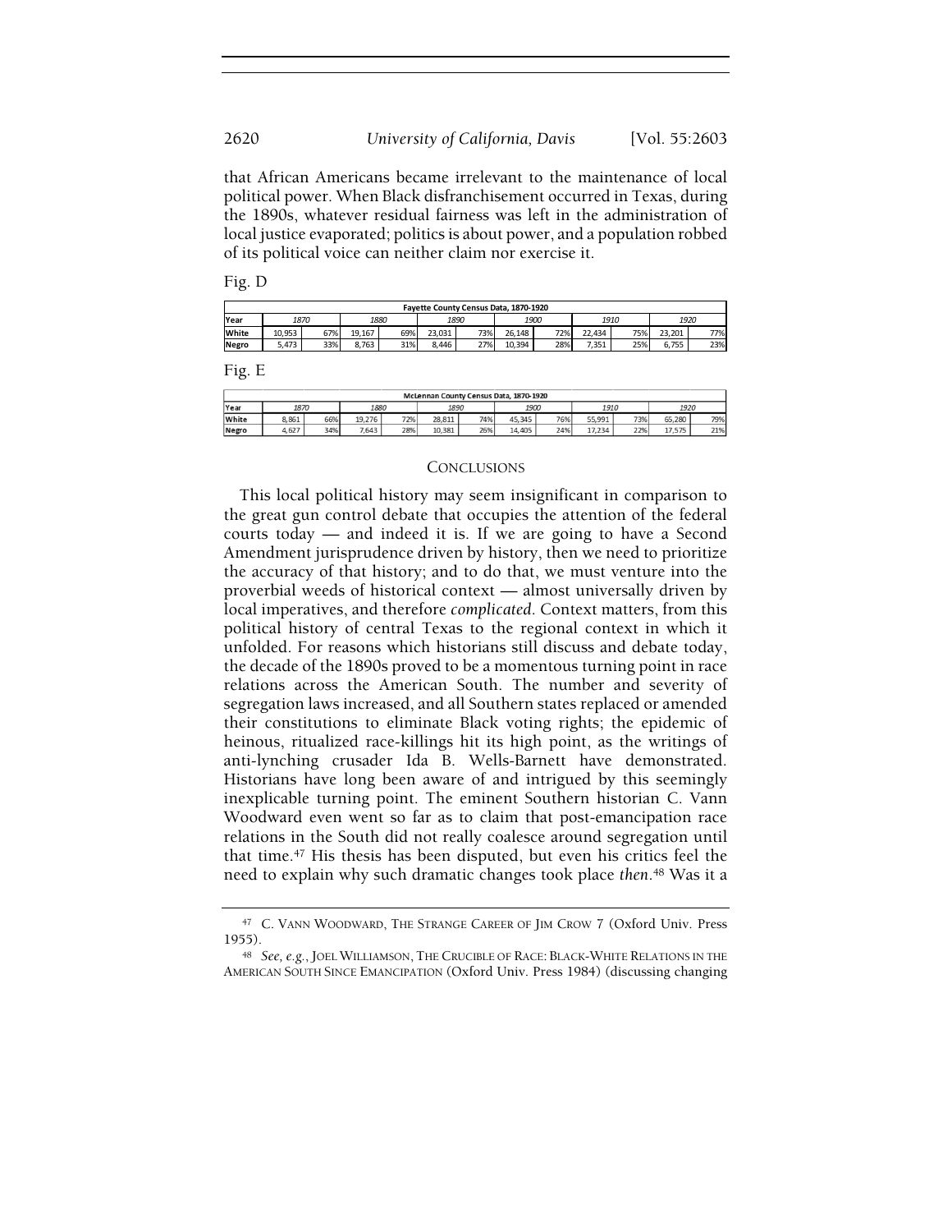that African Americans became irrelevant to the maintenance of local political power. When Black disfranchisement occurred in Texas, during the 1890s, whatever residual fairness was left in the administration of local justice evaporated; politics is about power, and a population robbed of its political voice can neither claim nor exercise it.

Fig. D

| Fayette County Census Data, 1870-1920 | | | | | | | | | | | | |
|---|---|---|---|---|---|---|---|---|---|---|---|---|
| Year | *1870* | | *1880* | | *1890* | | *1900* | | *1910* | | *1920* | |
| White | 10,953 | 67% | 19,167 | 69% | 23,031 | 73% | 26,148 | 72% | 22,434 | 75% | 23,201 | 77% |
| Negro | 5,473 | 33% | 8,763 | 31% | 8,446 | 27% | 10,394 | 28% | 7,351 | 25% | 6,755 | 23% |

Fig. E

| McLennan County Census Data, 1870-1920 | | | | | | | | | | | | |
|---|---|---|---|---|---|---|---|---|---|---|---|---|
| Year | *1870* | | *1880* | | *1890* | | *1900* | | *1910* | | *1920* | |
| White | 8,861 | 66% | 19,276 | 72% | 28,811 | 74% | 45,345 | 76% | 55,991 | 73% | 65,280 | 79% |
| Negro | 4,627 | 34% | 7,643 | 28% | 10,381 | 26% | 14,405 | 24% | 17,234 | 22% | 17,575 | 21% |

## CONCLUSIONS

This local political history may seem insignificant in comparison to the great gun control debate that occupies the attention of the federal courts today — and indeed it is. If we are going to have a Second Amendment jurisprudence driven by history, then we need to prioritize the accuracy of that history; and to do that, we must venture into the proverbial weeds of historical context — almost universally driven by local imperatives, and therefore *complicated*. Context matters, from this political history of central Texas to the regional context in which it unfolded. For reasons which historians still discuss and debate today, the decade of the 1890s proved to be a momentous turning point in race relations across the American South. The number and severity of segregation laws increased, and all Southern states replaced or amended their constitutions to eliminate Black voting rights; the epidemic of heinous, ritualized race-killings hit its high point, as the writings of anti-lynching crusader Ida B. Wells-Barnett have demonstrated. Historians have long been aware of and intrigued by this seemingly inexplicable turning point. The eminent Southern historian C. Vann Woodward even went so far as to claim that post-emancipation race relations in the South did not really coalesce around segregation until that time.[47] His thesis has been disputed, but even his critics feel the need to explain why such dramatic changes took place *then*.[48] Was it a

[47] C. VANN WOODWARD, THE STRANGE CAREER OF JIM CROW 7 (Oxford Univ. Press 1955).

[48] *See, e.g.*, JOEL WILLIAMSON, THE CRUCIBLE OF RACE: BLACK-WHITE RELATIONS IN THE AMERICAN SOUTH SINCE EMANCIPATION (Oxford Univ. Press 1984) (discussing changing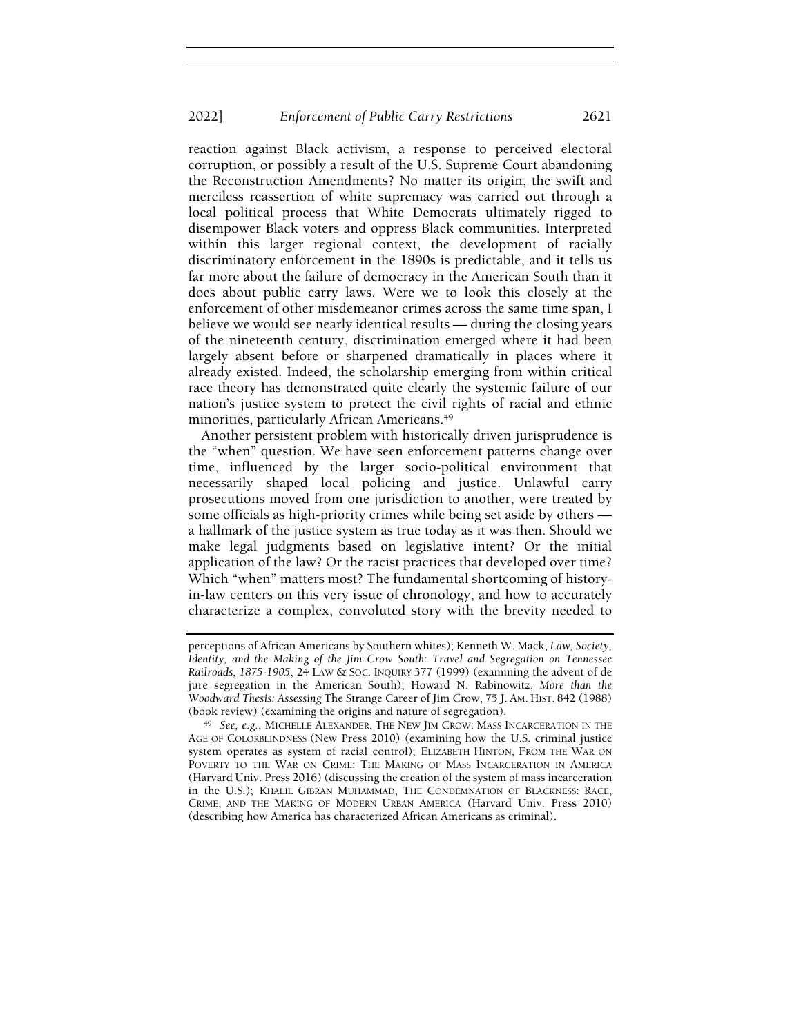reaction against Black activism, a response to perceived electoral corruption, or possibly a result of the U.S. Supreme Court abandoning the Reconstruction Amendments? No matter its origin, the swift and merciless reassertion of white supremacy was carried out through a local political process that White Democrats ultimately rigged to disempower Black voters and oppress Black communities. Interpreted within this larger regional context, the development of racially discriminatory enforcement in the 1890s is predictable, and it tells us far more about the failure of democracy in the American South than it does about public carry laws. Were we to look this closely at the enforcement of other misdemeanor crimes across the same time span, I believe we would see nearly identical results — during the closing years of the nineteenth century, discrimination emerged where it had been largely absent before or sharpened dramatically in places where it already existed. Indeed, the scholarship emerging from within critical race theory has demonstrated quite clearly the systemic failure of our nation's justice system to protect the civil rights of racial and ethnic minorities, particularly African Americans.[49]

Another persistent problem with historically driven jurisprudence is the "when" question. We have seen enforcement patterns change over time, influenced by the larger socio-political environment that necessarily shaped local policing and justice. Unlawful carry prosecutions moved from one jurisdiction to another, were treated by some officials as high-priority crimes while being set aside by others — a hallmark of the justice system as true today as it was then. Should we make legal judgments based on legislative intent? Or the initial application of the law? Or the racist practices that developed over time? Which "when" matters most? The fundamental shortcoming of history-in-law centers on this very issue of chronology, and how to accurately characterize a complex, convoluted story with the brevity needed to

---

perceptions of African Americans by Southern whites); Kenneth W. Mack, *Law, Society, Identity, and the Making of the Jim Crow South: Travel and Segregation on Tennessee Railroads, 1875-1905*, 24 LAW & SOC. INQUIRY 377 (1999) (examining the advent of de jure segregation in the American South); Howard N. Rabinowitz, *More than the Woodward Thesis: Assessing* The Strange Career of Jim Crow, 75 J. AM. HIST. 842 (1988) (book review) (examining the origins and nature of segregation).

[49] *See, e.g.*, MICHELLE ALEXANDER, THE NEW JIM CROW: MASS INCARCERATION IN THE AGE OF COLORBLINDNESS (New Press 2010) (examining how the U.S. criminal justice system operates as system of racial control); ELIZABETH HINTON, FROM THE WAR ON POVERTY TO THE WAR ON CRIME: THE MAKING OF MASS INCARCERATION IN AMERICA (Harvard Univ. Press 2016) (discussing the creation of the system of mass incarceration in the U.S.); KHALIL GIBRAN MUHAMMAD, THE CONDEMNATION OF BLACKNESS: RACE, CRIME, AND THE MAKING OF MODERN URBAN AMERICA (Harvard Univ. Press 2010) (describing how America has characterized African Americans as criminal).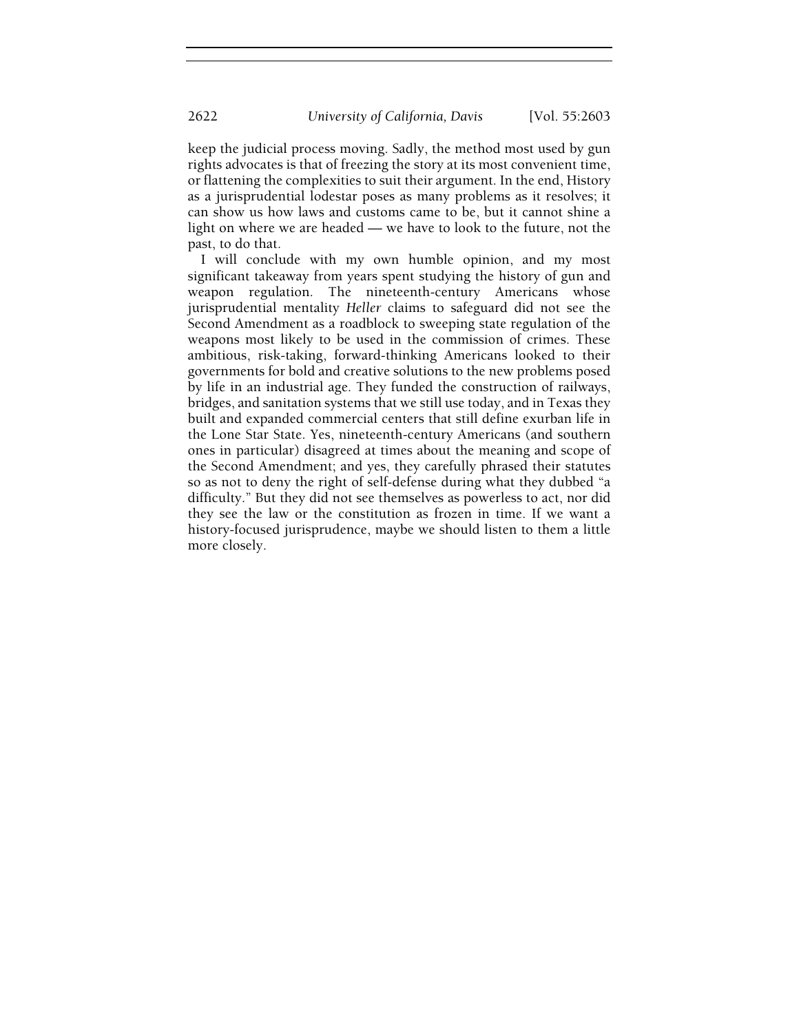keep the judicial process moving. Sadly, the method most used by gun rights advocates is that of freezing the story at its most convenient time, or flattening the complexities to suit their argument. In the end, History as a jurisprudential lodestar poses as many problems as it resolves; it can show us how laws and customs came to be, but it cannot shine a light on where we are headed — we have to look to the future, not the past, to do that.

I will conclude with my own humble opinion, and my most significant takeaway from years spent studying the history of gun and weapon regulation. The nineteenth-century Americans whose jurisprudential mentality *Heller* claims to safeguard did not see the Second Amendment as a roadblock to sweeping state regulation of the weapons most likely to be used in the commission of crimes. These ambitious, risk-taking, forward-thinking Americans looked to their governments for bold and creative solutions to the new problems posed by life in an industrial age. They funded the construction of railways, bridges, and sanitation systems that we still use today, and in Texas they built and expanded commercial centers that still define exurban life in the Lone Star State. Yes, nineteenth-century Americans (and southern ones in particular) disagreed at times about the meaning and scope of the Second Amendment; and yes, they carefully phrased their statutes so as not to deny the right of self-defense during what they dubbed "a difficulty." But they did not see themselves as powerless to act, nor did they see the law or the constitution as frozen in time. If we want a history-focused jurisprudence, maybe we should listen to them a little more closely.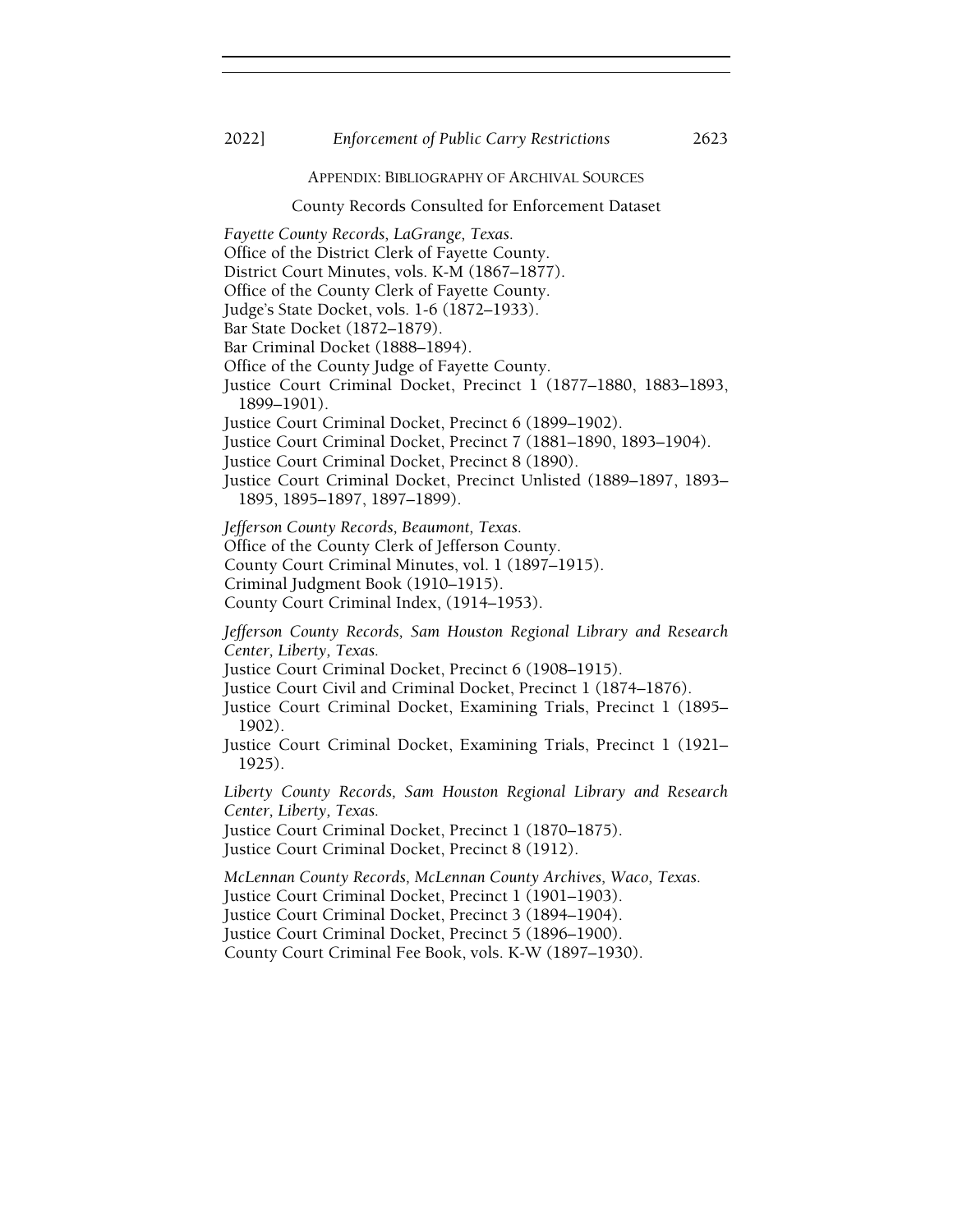## APPENDIX: BIBLIOGRAPHY OF ARCHIVAL SOURCES

### County Records Consulted for Enforcement Dataset

*Fayette County Records, LaGrange, Texas.*
Office of the District Clerk of Fayette County.
District Court Minutes, vols. K-M (1867–1877).
Office of the County Clerk of Fayette County.
Judge's State Docket, vols. 1-6 (1872–1933).
Bar State Docket (1872–1879).
Bar Criminal Docket (1888–1894).
Office of the County Judge of Fayette County.
Justice Court Criminal Docket, Precinct 1 (1877–1880, 1883–1893, 1899–1901).
Justice Court Criminal Docket, Precinct 6 (1899–1902).
Justice Court Criminal Docket, Precinct 7 (1881–1890, 1893–1904).
Justice Court Criminal Docket, Precinct 8 (1890).
Justice Court Criminal Docket, Precinct Unlisted (1889–1897, 1893–1895, 1895–1897, 1897–1899).

*Jefferson County Records, Beaumont, Texas.*
Office of the County Clerk of Jefferson County.
County Court Criminal Minutes, vol. 1 (1897–1915).
Criminal Judgment Book (1910–1915).
County Court Criminal Index, (1914–1953).

*Jefferson County Records, Sam Houston Regional Library and Research Center, Liberty, Texas.*
Justice Court Criminal Docket, Precinct 6 (1908–1915).
Justice Court Civil and Criminal Docket, Precinct 1 (1874–1876).
Justice Court Criminal Docket, Examining Trials, Precinct 1 (1895–1902).
Justice Court Criminal Docket, Examining Trials, Precinct 1 (1921–1925).

*Liberty County Records, Sam Houston Regional Library and Research Center, Liberty, Texas.*
Justice Court Criminal Docket, Precinct 1 (1870–1875).
Justice Court Criminal Docket, Precinct 8 (1912).

*McLennan County Records, McLennan County Archives, Waco, Texas.*
Justice Court Criminal Docket, Precinct 1 (1901–1903).
Justice Court Criminal Docket, Precinct 3 (1894–1904).
Justice Court Criminal Docket, Precinct 5 (1896–1900).
County Court Criminal Fee Book, vols. K-W (1897–1930).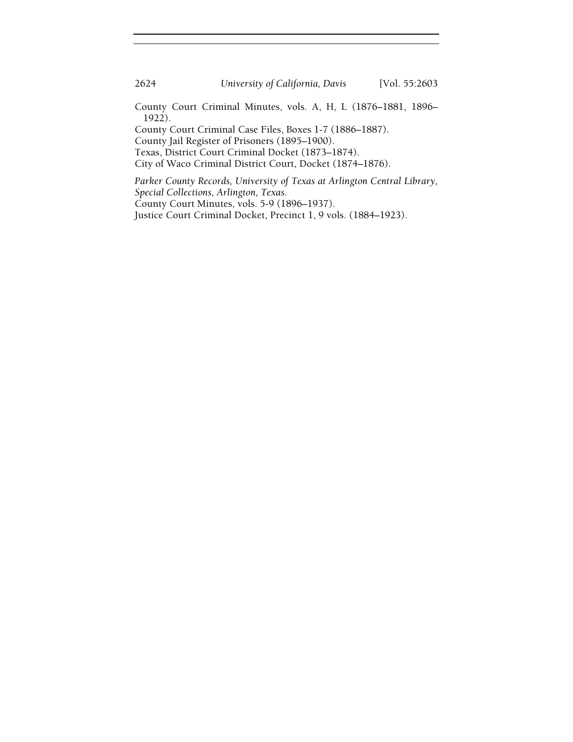County Court Criminal Minutes, vols. A, H, L (1876–1881, 1896–1922).

County Court Criminal Case Files, Boxes 1-7 (1886–1887).

County Jail Register of Prisoners (1895–1900).

Texas, District Court Criminal Docket (1873–1874).

City of Waco Criminal District Court, Docket (1874–1876).

*Parker County Records, University of Texas at Arlington Central Library, Special Collections, Arlington, Texas.*

County Court Minutes, vols. 5-9 (1896–1937).

Justice Court Criminal Docket, Precinct 1, 9 vols. (1884–1923).